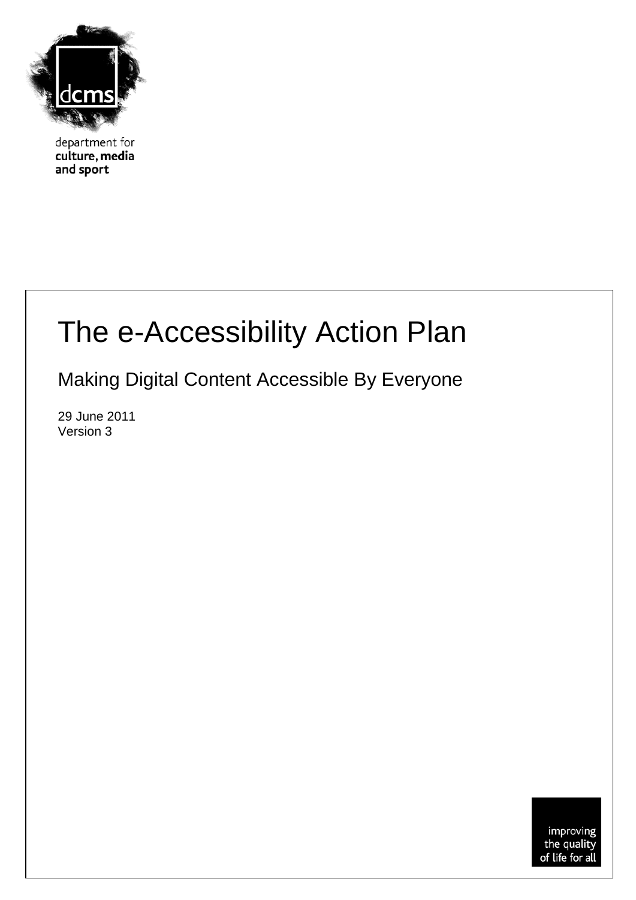department for
**culture, media
and sport**

# The e-Accessibility Action Plan

## Making Digital Content Accessible By Everyone

29 June 2011
Version 3

improving
the quality
of life for all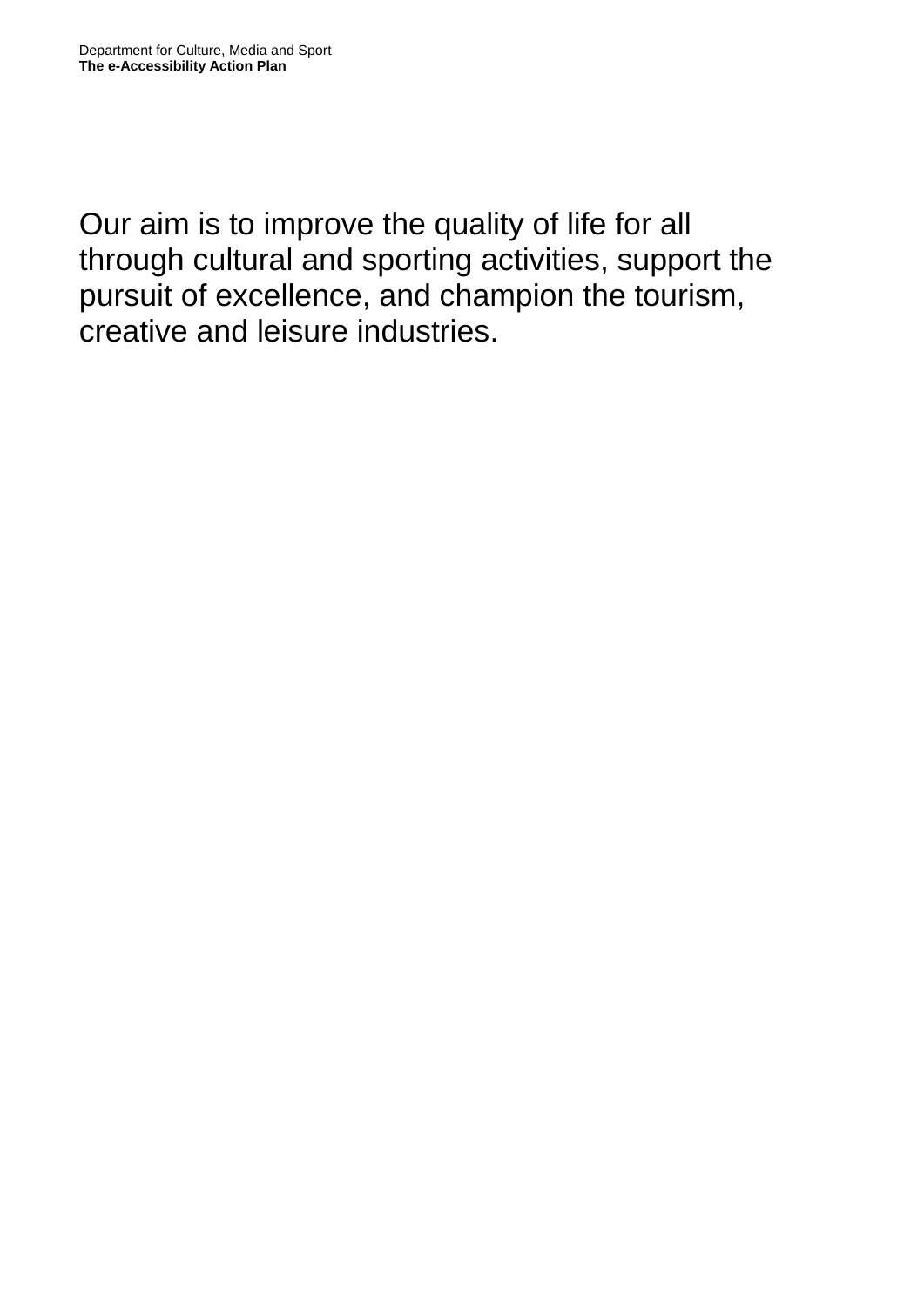Our aim is to improve the quality of life for all through cultural and sporting activities, support the pursuit of excellence, and champion the tourism, creative and leisure industries.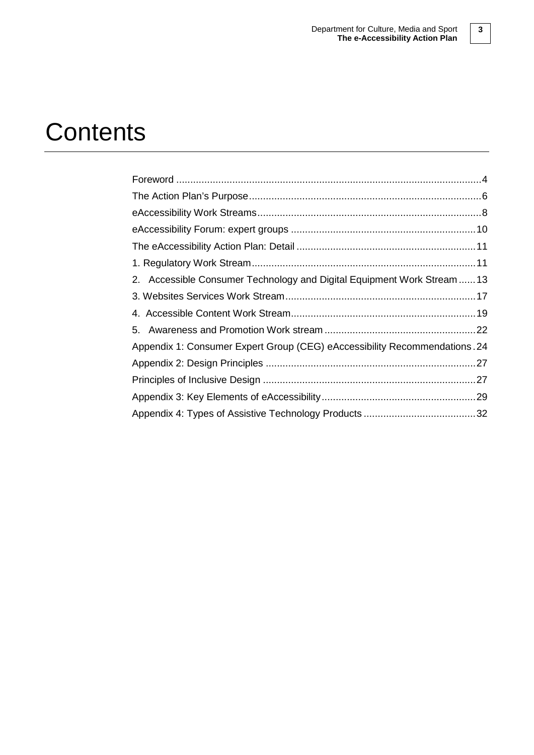# Contents

Foreword ....4
The Action Plan's Purpose ....6
eAccessibility Work Streams ....8
eAccessibility Forum: expert groups ....10
The eAccessibility Action Plan: Detail ....11
1. Regulatory Work Stream ....11
2. Accessible Consumer Technology and Digital Equipment Work Stream ....13
3. Websites Services Work Stream ....17
4. Accessible Content Work Stream ....19
5. Awareness and Promotion Work stream ....22
Appendix 1: Consumer Expert Group (CEG) eAccessibility Recommendations ....24
Appendix 2: Design Principles ....27
Principles of Inclusive Design ....27
Appendix 3: Key Elements of eAccessibility ....29
Appendix 4: Types of Assistive Technology Products ....32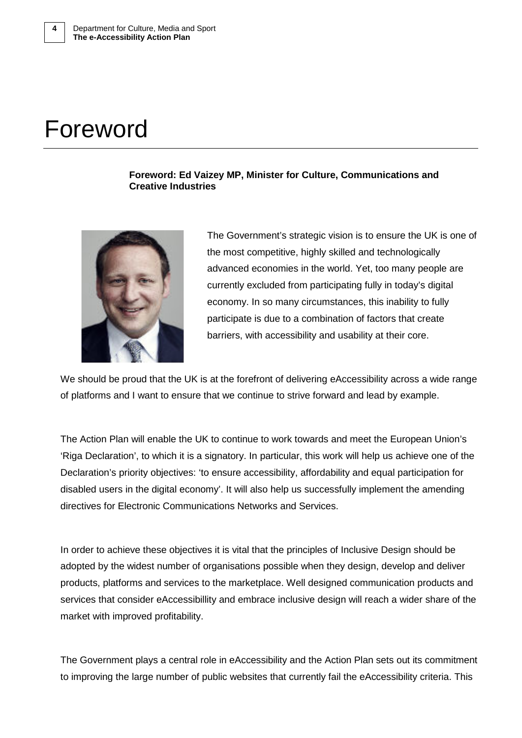# Foreword

**Foreword: Ed Vaizey MP, Minister for Culture, Communications and Creative Industries**

The Government's strategic vision is to ensure the UK is one of the most competitive, highly skilled and technologically advanced economies in the world. Yet, too many people are currently excluded from participating fully in today's digital economy. In so many circumstances, this inability to fully participate is due to a combination of factors that create barriers, with accessibility and usability at their core.

We should be proud that the UK is at the forefront of delivering eAccessibility across a wide range of platforms and I want to ensure that we continue to strive forward and lead by example.

The Action Plan will enable the UK to continue to work towards and meet the European Union's 'Riga Declaration', to which it is a signatory. In particular, this work will help us achieve one of the Declaration's priority objectives: 'to ensure accessibility, affordability and equal participation for disabled users in the digital economy'. It will also help us successfully implement the amending directives for Electronic Communications Networks and Services.

In order to achieve these objectives it is vital that the principles of Inclusive Design should be adopted by the widest number of organisations possible when they design, develop and deliver products, platforms and services to the marketplace. Well designed communication products and services that consider eAccessibillity and embrace inclusive design will reach a wider share of the market with improved profitability.

The Government plays a central role in eAccessibility and the Action Plan sets out its commitment to improving the large number of public websites that currently fail the eAccessibility criteria. This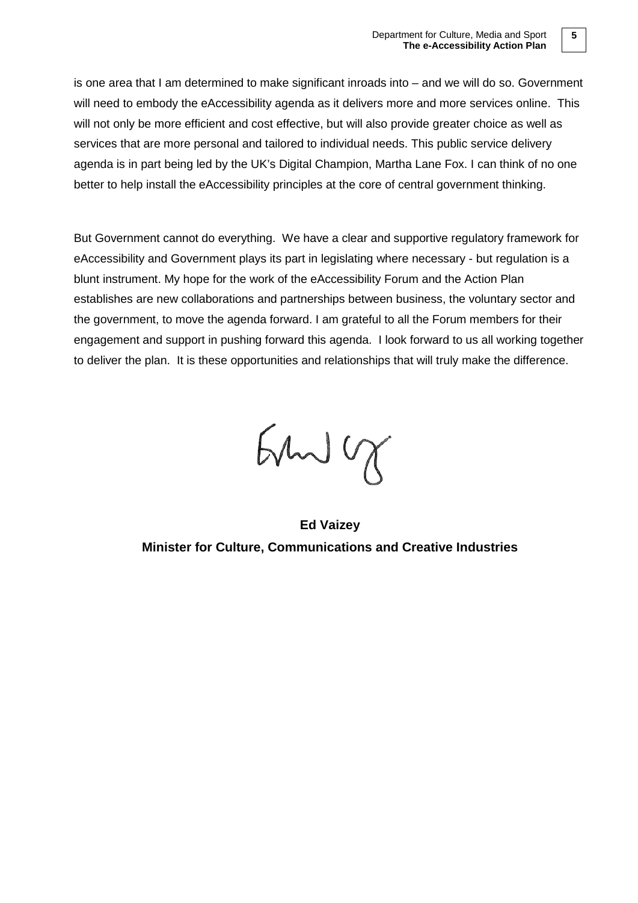is one area that I am determined to make significant inroads into – and we will do so. Government will need to embody the eAccessibility agenda as it delivers more and more services online. This will not only be more efficient and cost effective, but will also provide greater choice as well as services that are more personal and tailored to individual needs. This public service delivery agenda is in part being led by the UK's Digital Champion, Martha Lane Fox. I can think of no one better to help install the eAccessibility principles at the core of central government thinking.

But Government cannot do everything. We have a clear and supportive regulatory framework for eAccessibility and Government plays its part in legislating where necessary - but regulation is a blunt instrument. My hope for the work of the eAccessibility Forum and the Action Plan establishes are new collaborations and partnerships between business, the voluntary sector and the government, to move the agenda forward. I am grateful to all the Forum members for their engagement and support in pushing forward this agenda. I look forward to us all working together to deliver the plan. It is these opportunities and relationships that will truly make the difference.

**Ed Vaizey**

**Minister for Culture, Communications and Creative Industries**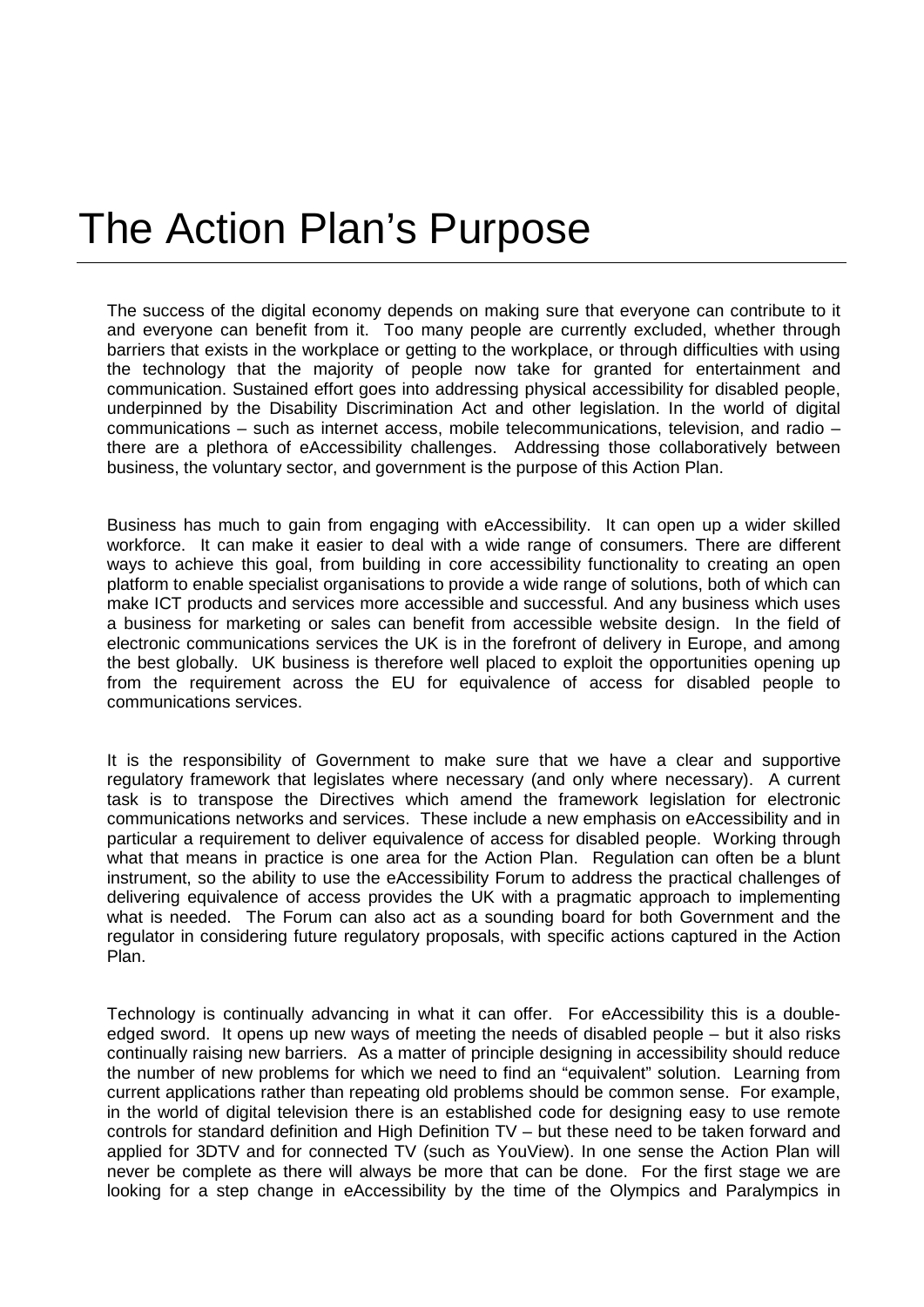# The Action Plan's Purpose

The success of the digital economy depends on making sure that everyone can contribute to it and everyone can benefit from it. Too many people are currently excluded, whether through barriers that exists in the workplace or getting to the workplace, or through difficulties with using the technology that the majority of people now take for granted for entertainment and communication. Sustained effort goes into addressing physical accessibility for disabled people, underpinned by the Disability Discrimination Act and other legislation. In the world of digital communications – such as internet access, mobile telecommunications, television, and radio – there are a plethora of eAccessibility challenges. Addressing those collaboratively between business, the voluntary sector, and government is the purpose of this Action Plan.

Business has much to gain from engaging with eAccessibility. It can open up a wider skilled workforce. It can make it easier to deal with a wide range of consumers. There are different ways to achieve this goal, from building in core accessibility functionality to creating an open platform to enable specialist organisations to provide a wide range of solutions, both of which can make ICT products and services more accessible and successful. And any business which uses a business for marketing or sales can benefit from accessible website design. In the field of electronic communications services the UK is in the forefront of delivery in Europe, and among the best globally. UK business is therefore well placed to exploit the opportunities opening up from the requirement across the EU for equivalence of access for disabled people to communications services.

It is the responsibility of Government to make sure that we have a clear and supportive regulatory framework that legislates where necessary (and only where necessary). A current task is to transpose the Directives which amend the framework legislation for electronic communications networks and services. These include a new emphasis on eAccessibility and in particular a requirement to deliver equivalence of access for disabled people. Working through what that means in practice is one area for the Action Plan. Regulation can often be a blunt instrument, so the ability to use the eAccessibility Forum to address the practical challenges of delivering equivalence of access provides the UK with a pragmatic approach to implementing what is needed. The Forum can also act as a sounding board for both Government and the regulator in considering future regulatory proposals, with specific actions captured in the Action Plan.

Technology is continually advancing in what it can offer. For eAccessibility this is a double-edged sword. It opens up new ways of meeting the needs of disabled people – but it also risks continually raising new barriers. As a matter of principle designing in accessibility should reduce the number of new problems for which we need to find an "equivalent" solution. Learning from current applications rather than repeating old problems should be common sense. For example, in the world of digital television there is an established code for designing easy to use remote controls for standard definition and High Definition TV – but these need to be taken forward and applied for 3DTV and for connected TV (such as YouView). In one sense the Action Plan will never be complete as there will always be more that can be done. For the first stage we are looking for a step change in eAccessibility by the time of the Olympics and Paralympics in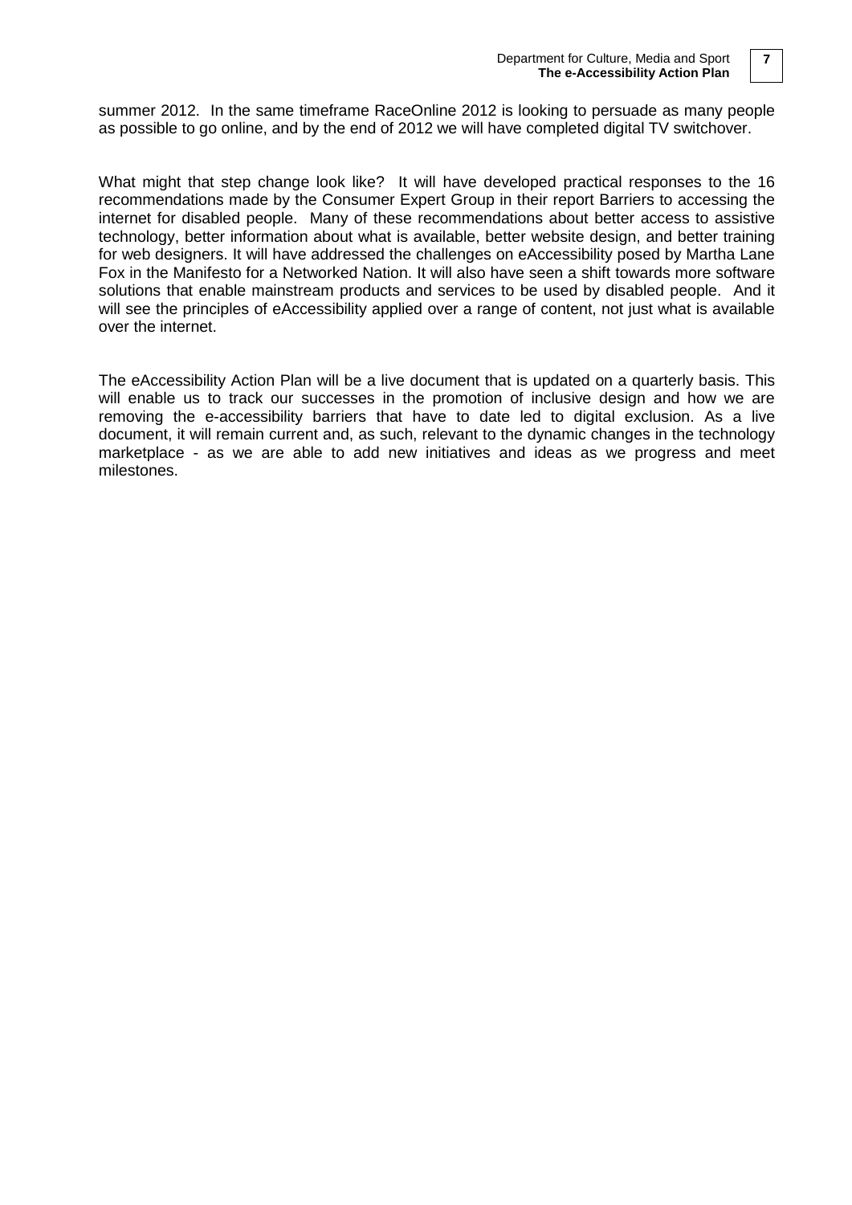summer 2012. In the same timeframe RaceOnline 2012 is looking to persuade as many people as possible to go online, and by the end of 2012 we will have completed digital TV switchover.

What might that step change look like? It will have developed practical responses to the 16 recommendations made by the Consumer Expert Group in their report Barriers to accessing the internet for disabled people. Many of these recommendations about better access to assistive technology, better information about what is available, better website design, and better training for web designers. It will have addressed the challenges on eAccessibility posed by Martha Lane Fox in the Manifesto for a Networked Nation. It will also have seen a shift towards more software solutions that enable mainstream products and services to be used by disabled people. And it will see the principles of eAccessibility applied over a range of content, not just what is available over the internet.

The eAccessibility Action Plan will be a live document that is updated on a quarterly basis. This will enable us to track our successes in the promotion of inclusive design and how we are removing the e-accessibility barriers that have to date led to digital exclusion. As a live document, it will remain current and, as such, relevant to the dynamic changes in the technology marketplace - as we are able to add new initiatives and ideas as we progress and meet milestones.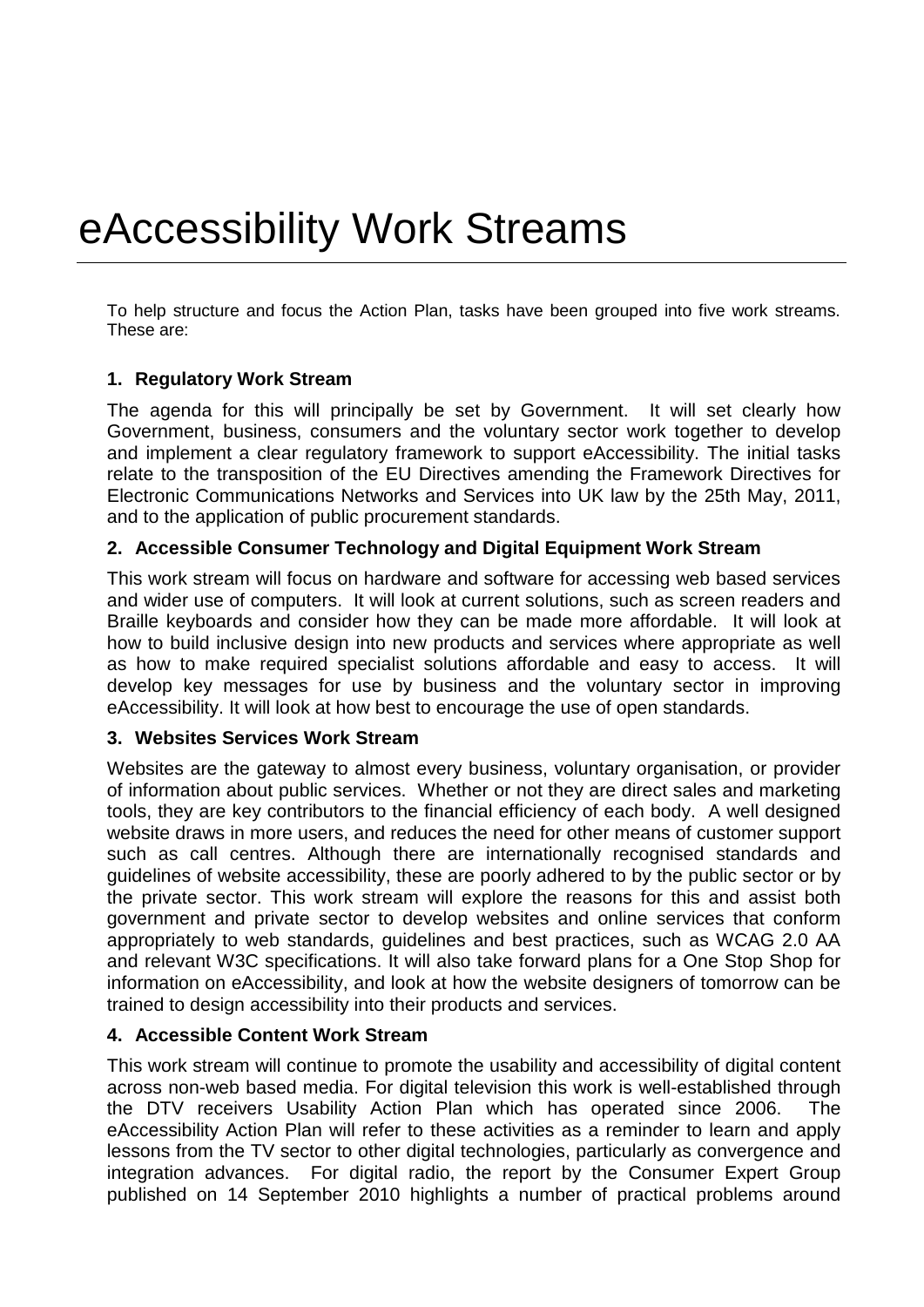# eAccessibility Work Streams

To help structure and focus the Action Plan, tasks have been grouped into five work streams. These are:

**1. Regulatory Work Stream**

The agenda for this will principally be set by Government. It will set clearly how Government, business, consumers and the voluntary sector work together to develop and implement a clear regulatory framework to support eAccessibility. The initial tasks relate to the transposition of the EU Directives amending the Framework Directives for Electronic Communications Networks and Services into UK law by the 25th May, 2011, and to the application of public procurement standards.

**2. Accessible Consumer Technology and Digital Equipment Work Stream**

This work stream will focus on hardware and software for accessing web based services and wider use of computers. It will look at current solutions, such as screen readers and Braille keyboards and consider how they can be made more affordable. It will look at how to build inclusive design into new products and services where appropriate as well as how to make required specialist solutions affordable and easy to access. It will develop key messages for use by business and the voluntary sector in improving eAccessibility. It will look at how best to encourage the use of open standards.

**3. Websites Services Work Stream**

Websites are the gateway to almost every business, voluntary organisation, or provider of information about public services. Whether or not they are direct sales and marketing tools, they are key contributors to the financial efficiency of each body. A well designed website draws in more users, and reduces the need for other means of customer support such as call centres. Although there are internationally recognised standards and guidelines of website accessibility, these are poorly adhered to by the public sector or by the private sector. This work stream will explore the reasons for this and assist both government and private sector to develop websites and online services that conform appropriately to web standards, guidelines and best practices, such as WCAG 2.0 AA and relevant W3C specifications. It will also take forward plans for a One Stop Shop for information on eAccessibility, and look at how the website designers of tomorrow can be trained to design accessibility into their products and services.

**4. Accessible Content Work Stream**

This work stream will continue to promote the usability and accessibility of digital content across non-web based media. For digital television this work is well-established through the DTV receivers Usability Action Plan which has operated since 2006. The eAccessibility Action Plan will refer to these activities as a reminder to learn and apply lessons from the TV sector to other digital technologies, particularly as convergence and integration advances. For digital radio, the report by the Consumer Expert Group published on 14 September 2010 highlights a number of practical problems around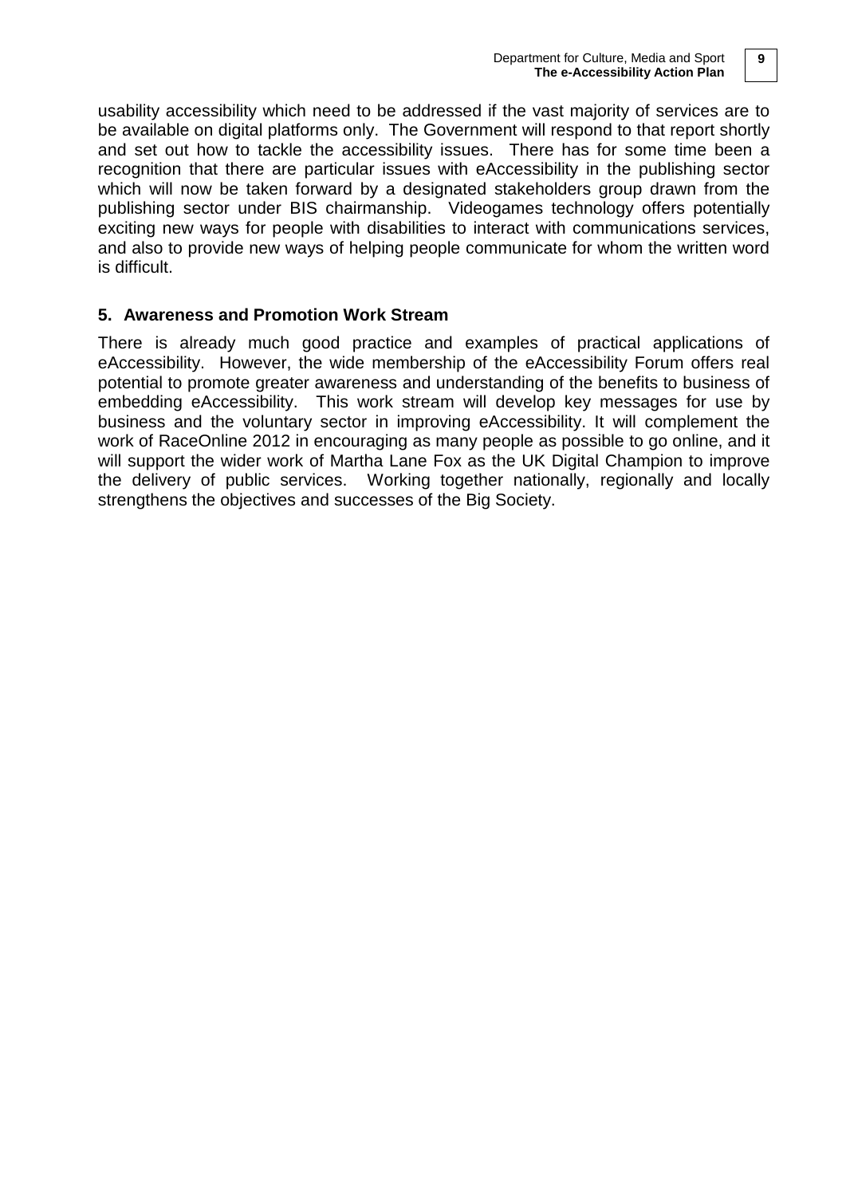usability accessibility which need to be addressed if the vast majority of services are to be available on digital platforms only. The Government will respond to that report shortly and set out how to tackle the accessibility issues. There has for some time been a recognition that there are particular issues with eAccessibility in the publishing sector which will now be taken forward by a designated stakeholders group drawn from the publishing sector under BIS chairmanship. Videogames technology offers potentially exciting new ways for people with disabilities to interact with communications services, and also to provide new ways of helping people communicate for whom the written word is difficult.

## 5. Awareness and Promotion Work Stream

There is already much good practice and examples of practical applications of eAccessibility. However, the wide membership of the eAccessibility Forum offers real potential to promote greater awareness and understanding of the benefits to business of embedding eAccessibility. This work stream will develop key messages for use by business and the voluntary sector in improving eAccessibility. It will complement the work of RaceOnline 2012 in encouraging as many people as possible to go online, and it will support the wider work of Martha Lane Fox as the UK Digital Champion to improve the delivery of public services. Working together nationally, regionally and locally strengthens the objectives and successes of the Big Society.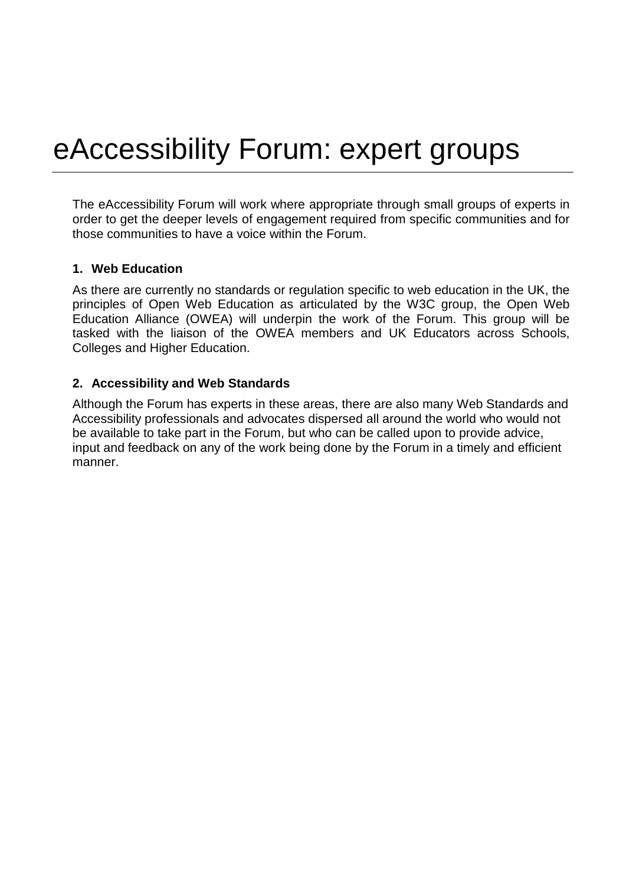# eAccessibility Forum: expert groups

The eAccessibility Forum will work where appropriate through small groups of experts in order to get the deeper levels of engagement required from specific communities and for those communities to have a voice within the Forum.

### 1. Web Education

As there are currently no standards or regulation specific to web education in the UK, the principles of Open Web Education as articulated by the W3C group, the Open Web Education Alliance (OWEA) will underpin the work of the Forum. This group will be tasked with the liaison of the OWEA members and UK Educators across Schools, Colleges and Higher Education.

### 2. Accessibility and Web Standards

Although the Forum has experts in these areas, there are also many Web Standards and Accessibility professionals and advocates dispersed all around the world who would not be available to take part in the Forum, but who can be called upon to provide advice, input and feedback on any of the work being done by the Forum in a timely and efficient manner.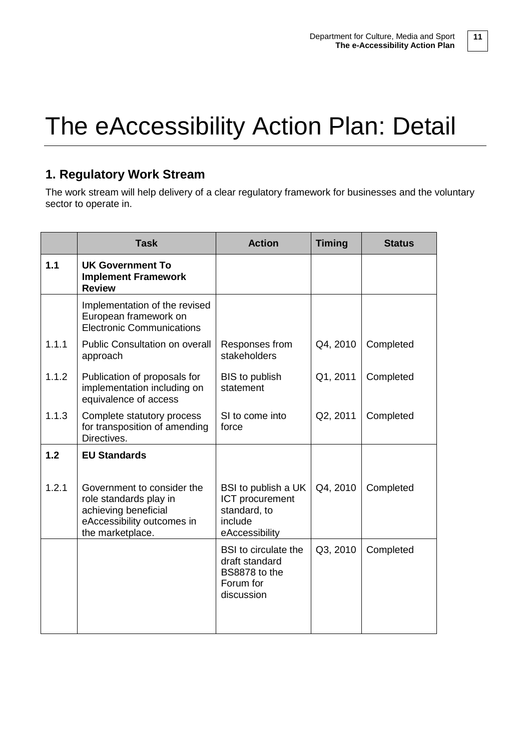# The eAccessibility Action Plan: Detail

## 1. Regulatory Work Stream

The work stream will help delivery of a clear regulatory framework for businesses and the voluntary sector to operate in.

| | Task | Action | Timing | Status |
|---|---|---|---|---|
| **1.1** | **UK Government To Implement Framework Review** | | | |
| | Implementation of the revised European framework on Electronic Communications | | | |
| 1.1.1 | Public Consultation on overall approach | Responses from stakeholders | Q4, 2010 | Completed |
| 1.1.2 | Publication of proposals for implementation including on equivalence of access | BIS to publish statement | Q1, 2011 | Completed |
| 1.1.3 | Complete statutory process for transposition of amending Directives. | SI to come into force | Q2, 2011 | Completed |
| **1.2** | **EU Standards** | | | |
| 1.2.1 | Government to consider the role standards play in achieving beneficial eAccessibility outcomes in the marketplace. | BSI to publish a UK ICT procurement standard, to include eAccessibility | Q4, 2010 | Completed |
| | | BSI to circulate the draft standard BS8878 to the Forum for discussion | Q3, 2010 | Completed |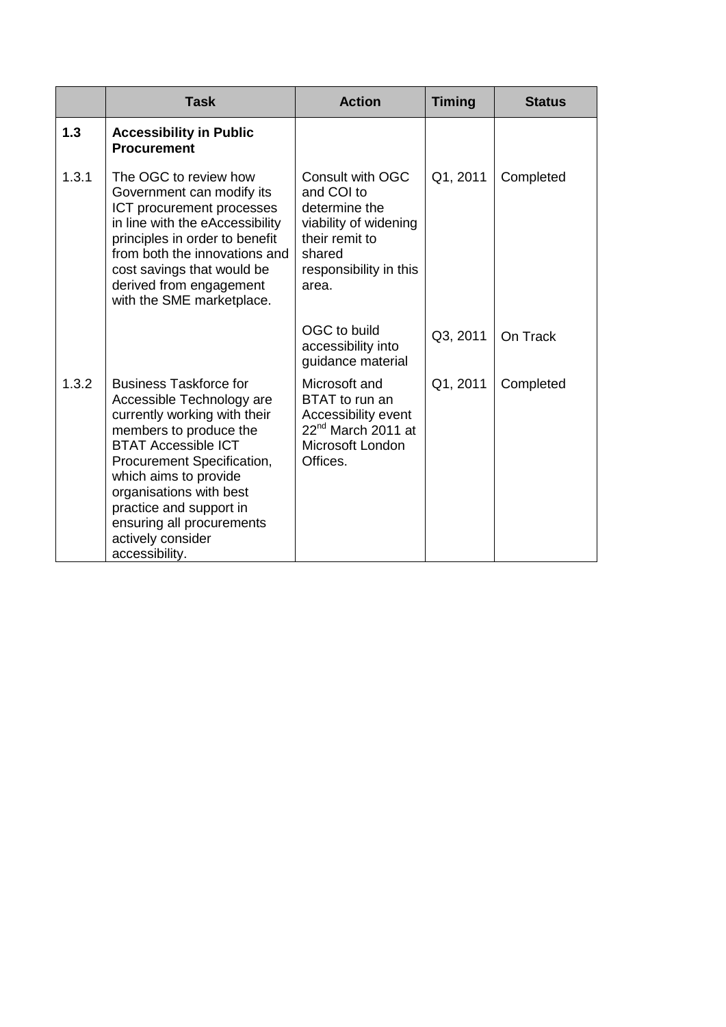| | Task | Action | Timing | Status |
|---|---|---|---|---|
| **1.3** | **Accessibility in Public Procurement** | | | |
| 1.3.1 | The OGC to review how Government can modify its ICT procurement processes in line with the eAccessibility principles in order to benefit from both the innovations and cost savings that would be derived from engagement with the SME marketplace. | Consult with OGC and COI to determine the viability of widening their remit to shared responsibility in this area. | Q1, 2011 | Completed |
| | | OGC to build accessibility into guidance material | Q3, 2011 | On Track |
| 1.3.2 | Business Taskforce for Accessible Technology are currently working with their members to produce the BTAT Accessible ICT Procurement Specification, which aims to provide organisations with best practice and support in ensuring all procurements actively consider accessibility. | Microsoft and BTAT to run an Accessibility event 22nd March 2011 at Microsoft London Offices. | Q1, 2011 | Completed |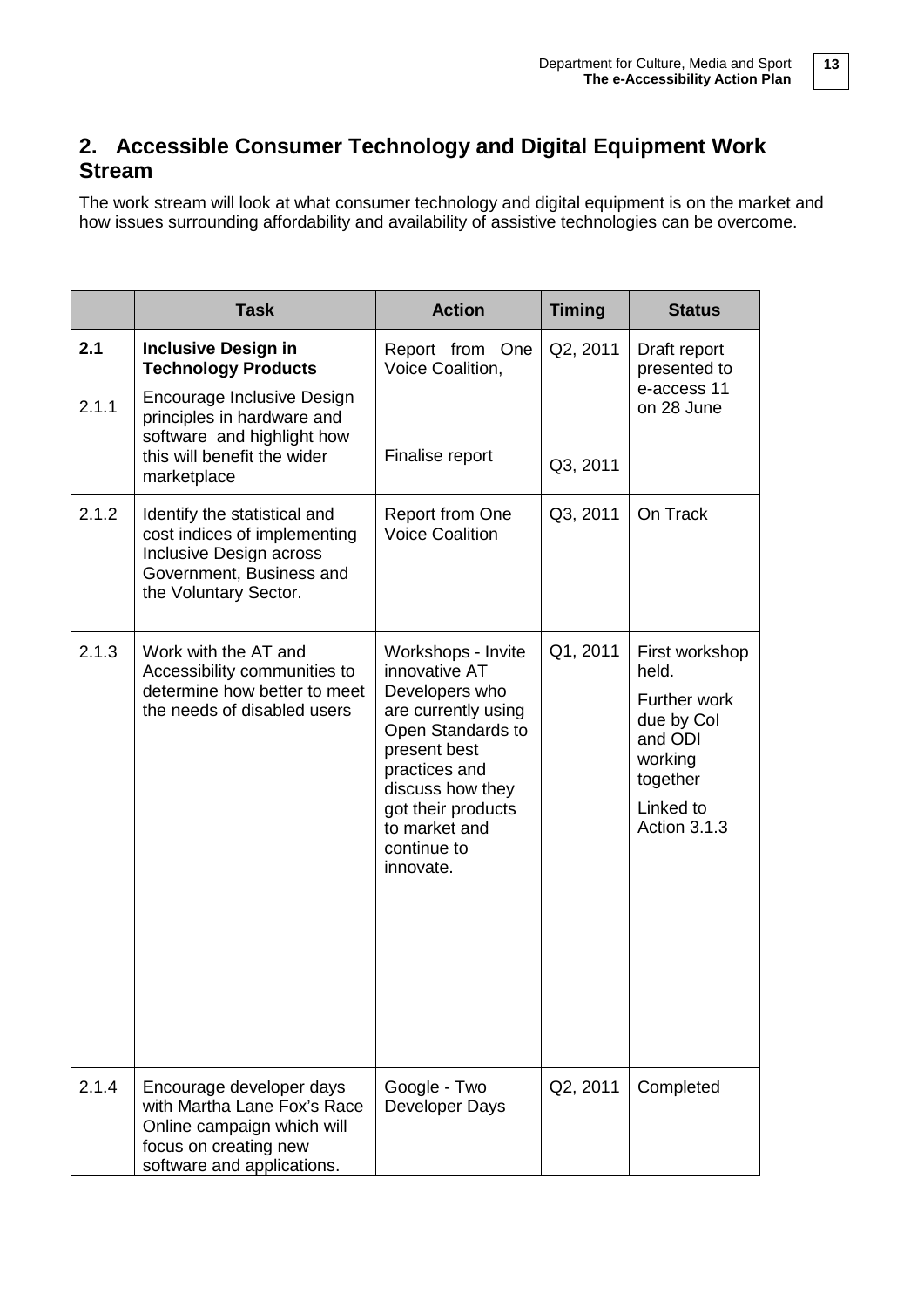## 2. Accessible Consumer Technology and Digital Equipment Work Stream

The work stream will look at what consumer technology and digital equipment is on the market and how issues surrounding affordability and availability of assistive technologies can be overcome.

| | Task | Action | Timing | Status |
|---|---|---|---|---|
| **2.1** | **Inclusive Design in Technology Products** | Report from One Voice Coalition, | Q2, 2011 | Draft report presented to e-access 11 on 28 June |
| 2.1.1 | Encourage Inclusive Design principles in hardware and software and highlight how this will benefit the wider marketplace | Finalise report | Q3, 2011 | |
| 2.1.2 | Identify the statistical and cost indices of implementing Inclusive Design across Government, Business and the Voluntary Sector. | Report from One Voice Coalition | Q3, 2011 | On Track |
| 2.1.3 | Work with the AT and Accessibility communities to determine how better to meet the needs of disabled users | Workshops - Invite innovative AT Developers who are currently using Open Standards to present best practices and discuss how they got their products to market and continue to innovate. | Q1, 2011 | First workshop held.<br>Further work due by CoI and ODI working together<br>Linked to Action 3.1.3 |
| 2.1.4 | Encourage developer days with Martha Lane Fox's Race Online campaign which will focus on creating new software and applications. | Google - Two Developer Days | Q2, 2011 | Completed |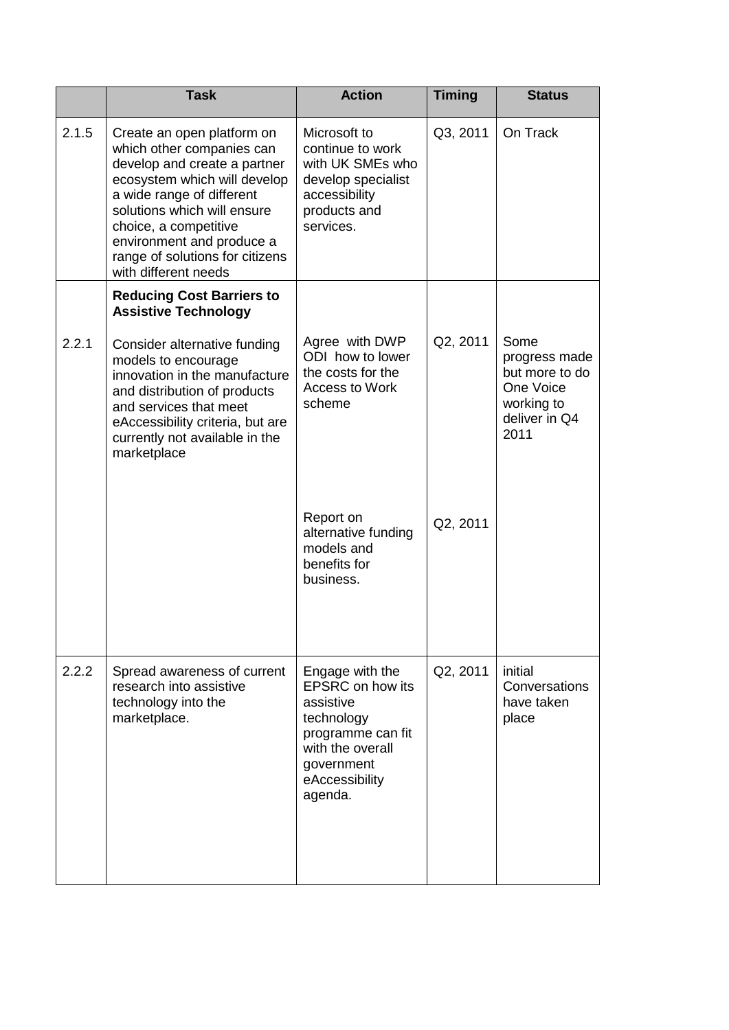|  | Task | Action | Timing | Status |
| --- | --- | --- | --- | --- |
| 2.1.5 | Create an open platform on which other companies can develop and create a partner ecosystem which will develop a wide range of different solutions which will ensure choice, a competitive environment and produce a range of solutions for citizens with different needs | Microsoft to continue to work with UK SMEs who develop specialist accessibility products and services. | Q3, 2011 | On Track |
|  | **Reducing Cost Barriers to Assistive Technology** |  |  |  |
| 2.2.1 | Consider alternative funding models to encourage innovation in the manufacture and distribution of products and services that meet eAccessibility criteria, but are currently not available in the marketplace | Agree with DWP ODI how to lower the costs for the Access to Work scheme | Q2, 2011 | Some progress made but more to do One Voice working to deliver in Q4 2011 |
|  |  | Report on alternative funding models and benefits for business. | Q2, 2011 |  |
| 2.2.2 | Spread awareness of current research into assistive technology into the marketplace. | Engage with the EPSRC on how its assistive technology programme can fit with the overall government eAccessibility agenda. | Q2, 2011 | initial Conversations have taken place |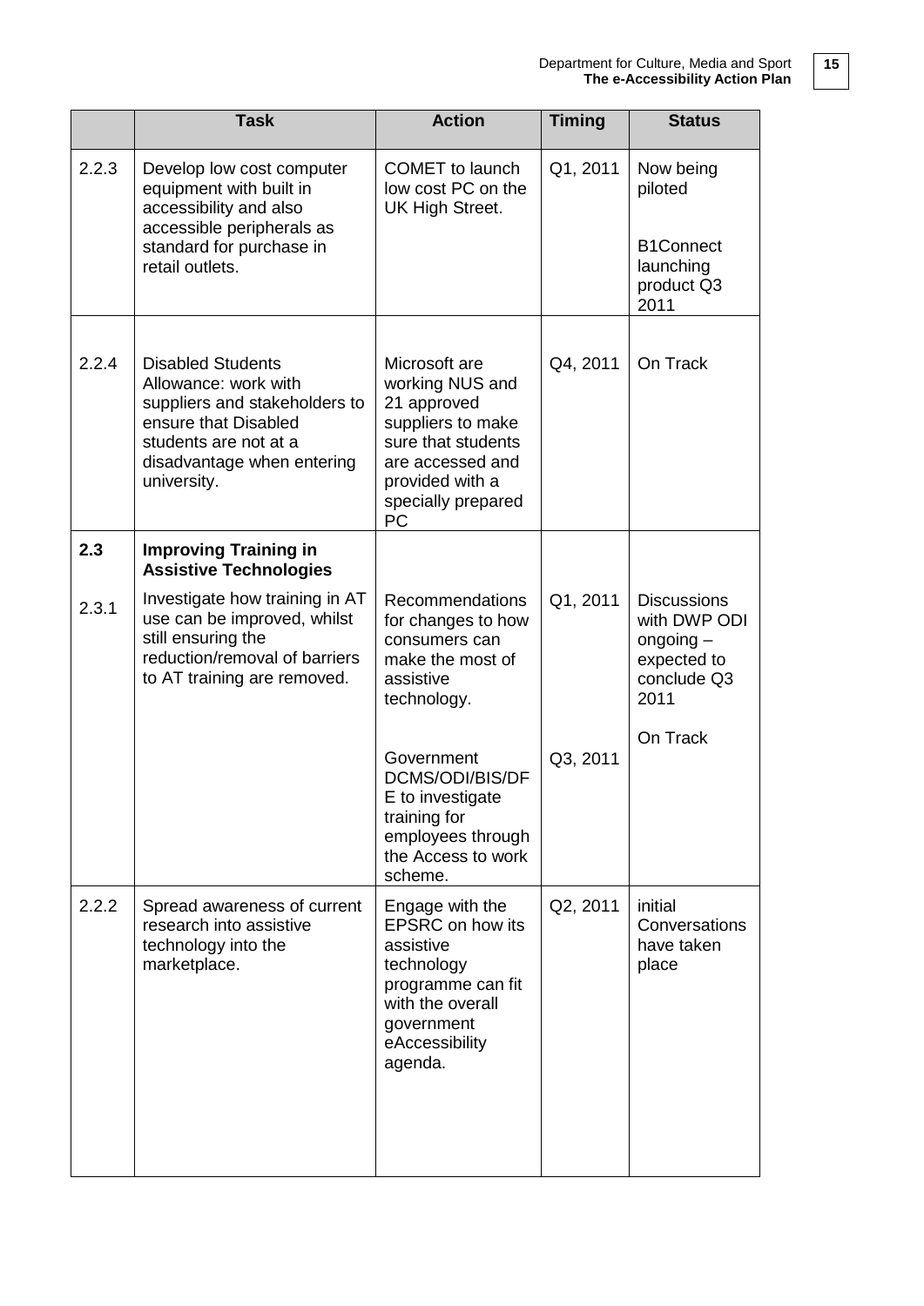| | Task | Action | Timing | Status |
|---|---|---|---|---|
| 2.2.3 | Develop low cost computer equipment with built in accessibility and also accessible peripherals as standard for purchase in retail outlets. | COMET to launch low cost PC on the UK High Street. | Q1, 2011 | Now being piloted<br><br>B1Connect launching product Q3 2011 |
| 2.2.4 | Disabled Students Allowance: work with suppliers and stakeholders to ensure that Disabled students are not at a disadvantage when entering university. | Microsoft are working NUS and 21 approved suppliers to make sure that students are accessed and provided with a specially prepared PC | Q4, 2011 | On Track |
| **2.3** | **Improving Training in Assistive Technologies** | | | |
| 2.3.1 | Investigate how training in AT use can be improved, whilst still ensuring the reduction/removal of barriers to AT training are removed. | Recommendations for changes to how consumers can make the most of assistive technology.<br><br>Government DCMS/ODI/BIS/DFE to investigate training for employees through the Access to work scheme. | Q1, 2011<br><br>Q3, 2011 | Discussions with DWP ODI ongoing – expected to conclude Q3 2011<br><br>On Track |
| 2.2.2 | Spread awareness of current research into assistive technology into the marketplace. | Engage with the EPSRC on how its assistive technology programme can fit with the overall government eAccessibility agenda. | Q2, 2011 | initial Conversations have taken place |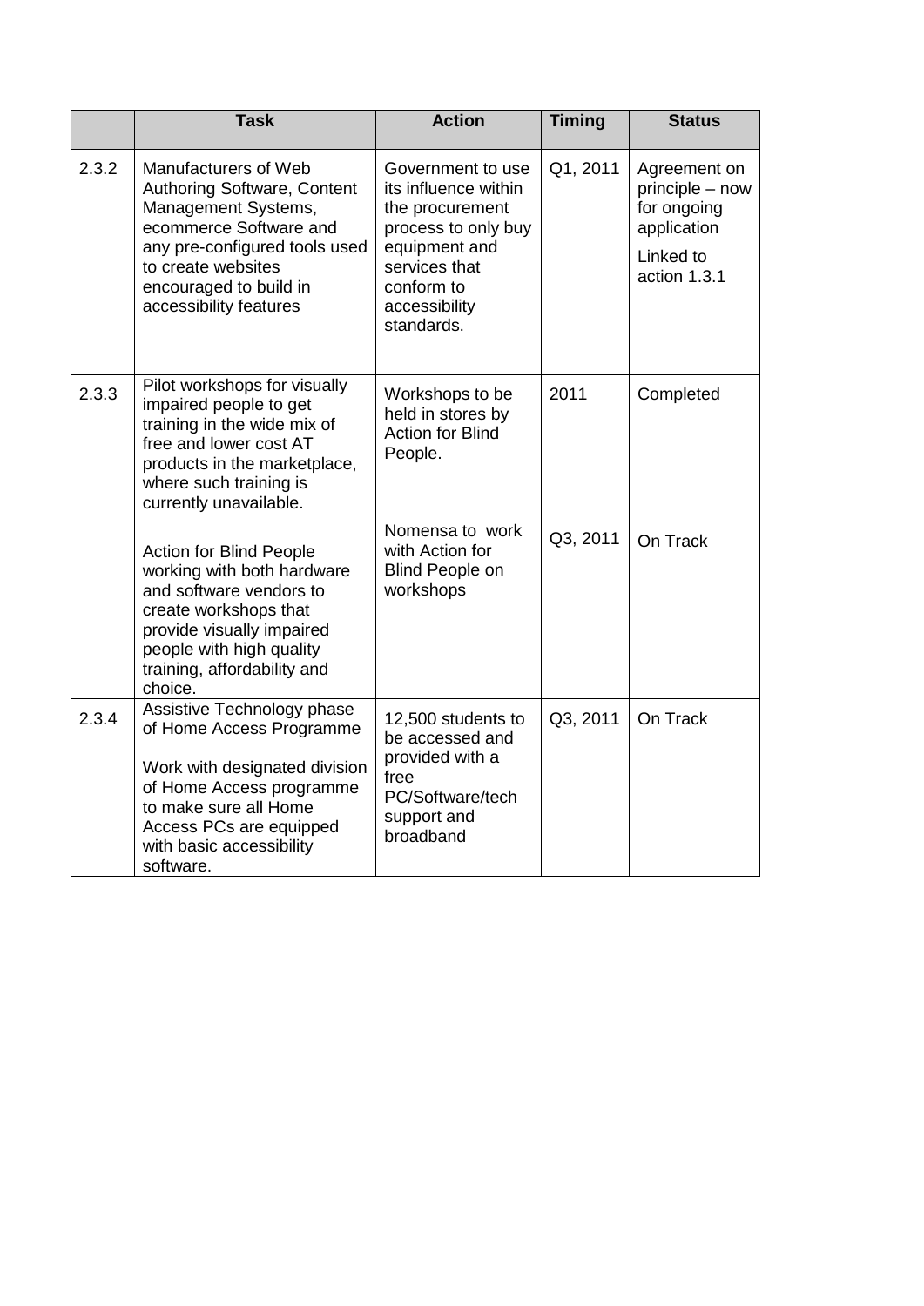| | Task | Action | Timing | Status |
|---|---|---|---|---|
| 2.3.2 | Manufacturers of Web Authoring Software, Content Management Systems, ecommerce Software and any pre-configured tools used to create websites encouraged to build in accessibility features | Government to use its influence within the procurement process to only buy equipment and services that conform to accessibility standards. | Q1, 2011 | Agreement on principle – now for ongoing application<br><br>Linked to action 1.3.1 |
| 2.3.3 | Pilot workshops for visually impaired people to get training in the wide mix of free and lower cost AT products in the marketplace, where such training is currently unavailable. | Workshops to be held in stores by Action for Blind People. | 2011 | Completed |
| | Action for Blind People working with both hardware and software vendors to create workshops that provide visually impaired people with high quality training, affordability and choice. | Nomensa to work with Action for Blind People on workshops | Q3, 2011 | On Track |
| 2.3.4 | Assistive Technology phase of Home Access Programme<br><br>Work with designated division of Home Access programme to make sure all Home Access PCs are equipped with basic accessibility software. | 12,500 students to be accessed and provided with a free PC/Software/tech support and broadband | Q3, 2011 | On Track |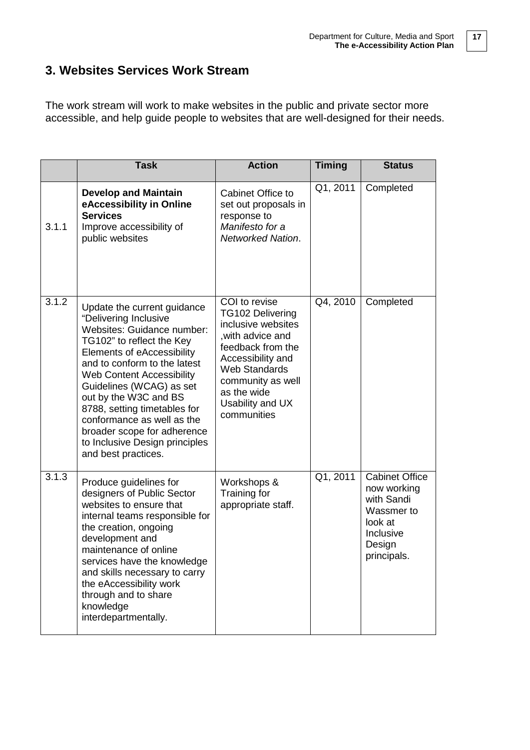## 3. Websites Services Work Stream

The work stream will work to make websites in the public and private sector more accessible, and help guide people to websites that are well-designed for their needs.

| | Task | Action | Timing | Status |
|---|---|---|---|---|
| 3.1.1 | **Develop and Maintain eAccessibility in Online Services** Improve accessibility of public websites | Cabinet Office to set out proposals in response to *Manifesto for a Networked Nation*. | Q1, 2011 | Completed |
| 3.1.2 | Update the current guidance "Delivering Inclusive Websites: Guidance number: TG102" to reflect the Key Elements of eAccessibility and to conform to the latest Web Content Accessibility Guidelines (WCAG) as set out by the W3C and BS 8788, setting timetables for conformance as well as the broader scope for adherence to Inclusive Design principles and best practices. | COI to revise TG102 Delivering inclusive websites ,with advice and feedback from the Accessibility and Web Standards community as well as the wide Usability and UX communities | Q4, 2010 | Completed |
| 3.1.3 | Produce guidelines for designers of Public Sector websites to ensure that internal teams responsible for the creation, ongoing development and maintenance of online services have the knowledge and skills necessary to carry the eAccessibility work through and to share knowledge interdepartmentally. | Workshops & Training for appropriate staff. | Q1, 2011 | Cabinet Office now working with Sandi Wassmer to look at Inclusive Design principals. |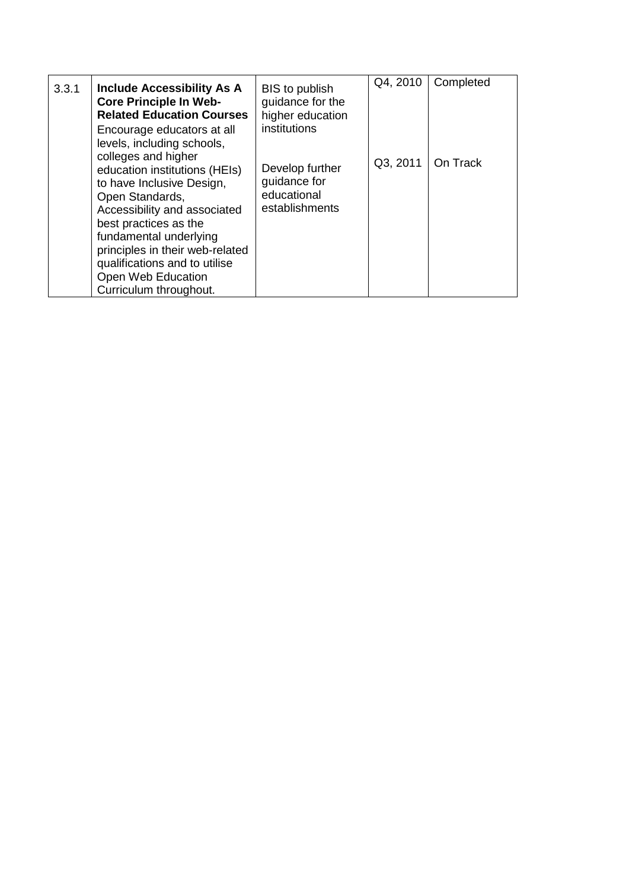| 3.3.1 | **Include Accessibility As A Core Principle In Web-Related Education Courses**<br>Encourage educators at all levels, including schools, colleges and higher education institutions (HEIs) to have Inclusive Design, Open Standards, Accessibility and associated best practices as the fundamental underlying principles in their web-related qualifications and to utilise Open Web Education Curriculum throughout. | BIS to publish guidance for the higher education institutions<br><br>Develop further guidance for educational establishments | Q4, 2010<br><br>Q3, 2011 | Completed<br><br>On Track |
|---|---|---|---|---|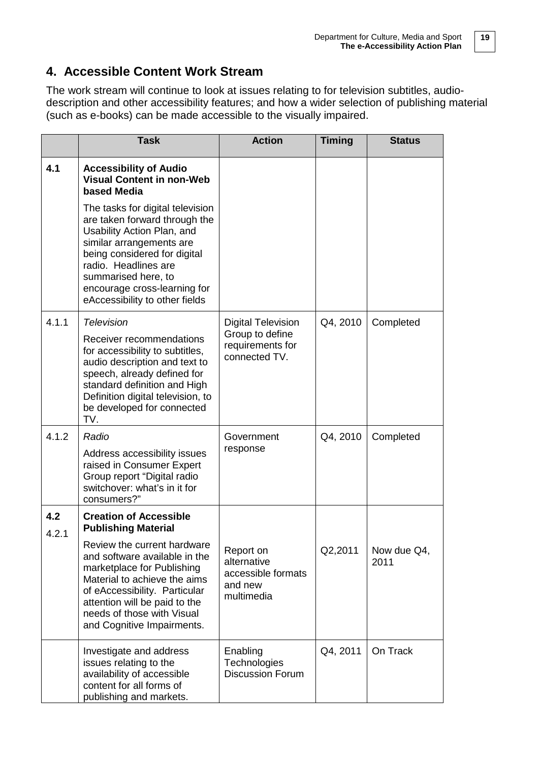## 4. Accessible Content Work Stream

The work stream will continue to look at issues relating to for television subtitles, audio-description and other accessibility features; and how a wider selection of publishing material (such as e-books) can be made accessible to the visually impaired.

| | Task | Action | Timing | Status |
|---|---|---|---|---|
| **4.1** | **Accessibility of Audio Visual Content in non-Web based Media**<br><br>The tasks for digital television are taken forward through the Usability Action Plan, and similar arrangements are being considered for digital radio. Headlines are summarised here, to encourage cross-learning for eAccessibility to other fields | | | |
| 4.1.1 | *Television*<br><br>Receiver recommendations for accessibility to subtitles, audio description and text to speech, already defined for standard definition and High Definition digital television, to be developed for connected TV. | Digital Television Group to define requirements for connected TV. | Q4, 2010 | Completed |
| 4.1.2 | *Radio*<br><br>Address accessibility issues raised in Consumer Expert Group report "Digital radio switchover: what's in it for consumers?" | Government response | Q4, 2010 | Completed |
| **4.2**<br>4.2.1 | **Creation of Accessible Publishing Material**<br><br>Review the current hardware and software available in the marketplace for Publishing Material to achieve the aims of eAccessibility. Particular attention will be paid to the needs of those with Visual and Cognitive Impairments. | Report on alternative accessible formats and new multimedia | Q2,2011 | Now due Q4, 2011 |
| | Investigate and address issues relating to the availability of accessible content for all forms of publishing and markets. | Enabling Technologies Discussion Forum | Q4, 2011 | On Track |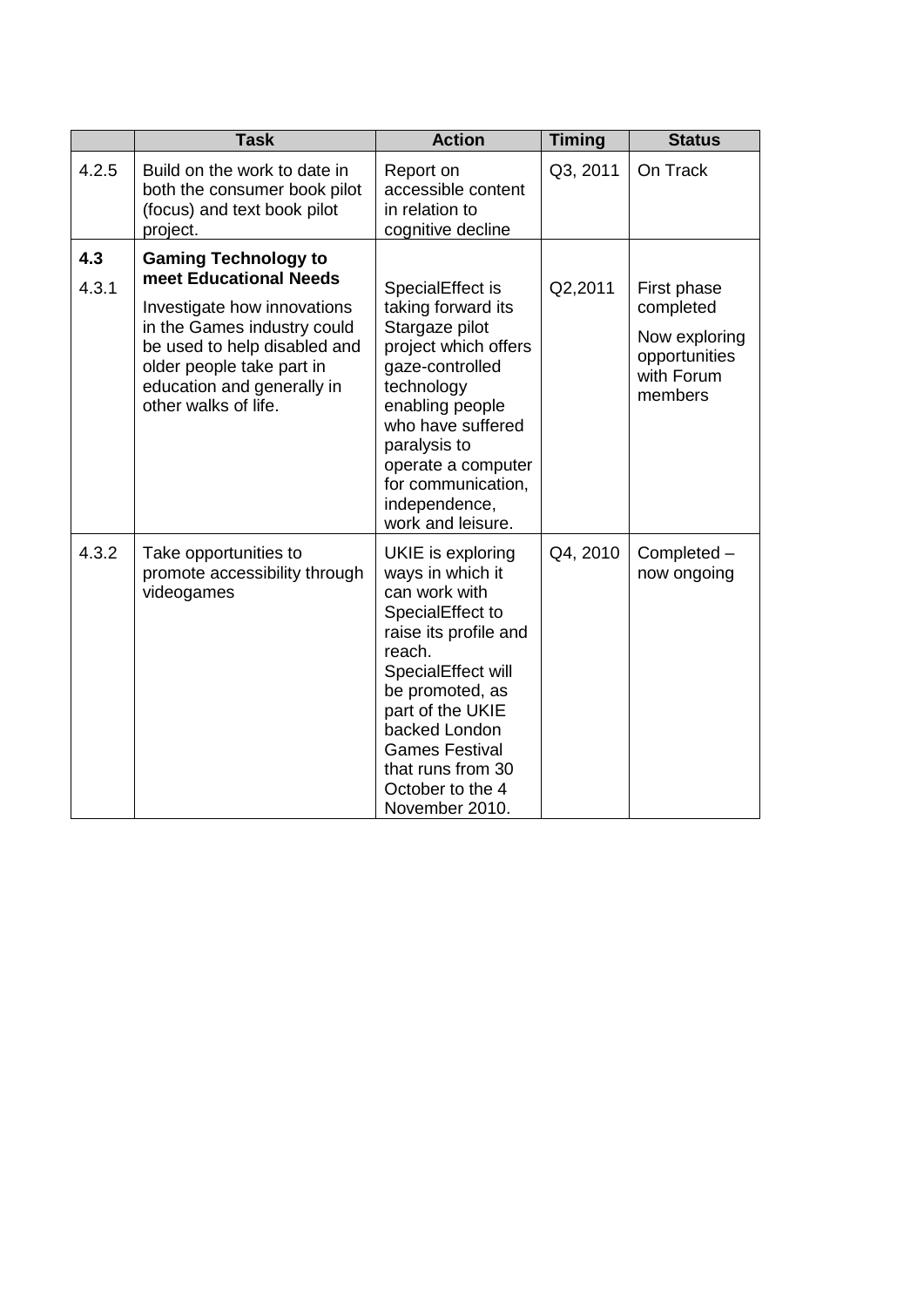| | Task | Action | Timing | Status |
|---|---|---|---|---|
| 4.2.5 | Build on the work to date in both the consumer book pilot (focus) and text book pilot project. | Report on accessible content in relation to cognitive decline | Q3, 2011 | On Track |
| **4.3**<br>4.3.1 | **Gaming Technology to meet Educational Needs**<br>Investigate how innovations in the Games industry could be used to help disabled and older people take part in education and generally in other walks of life. | SpecialEffect is taking forward its Stargaze pilot project which offers gaze-controlled technology enabling people who have suffered paralysis to operate a computer for communication, independence, work and leisure. | Q2,2011 | First phase completed<br>Now exploring opportunities with Forum members |
| 4.3.2 | Take opportunities to promote accessibility through videogames | UKIE is exploring ways in which it can work with SpecialEffect to raise its profile and reach. SpecialEffect will be promoted, as part of the UKIE backed London Games Festival that runs from 30 October to the 4 November 2010. | Q4, 2010 | Completed – now ongoing |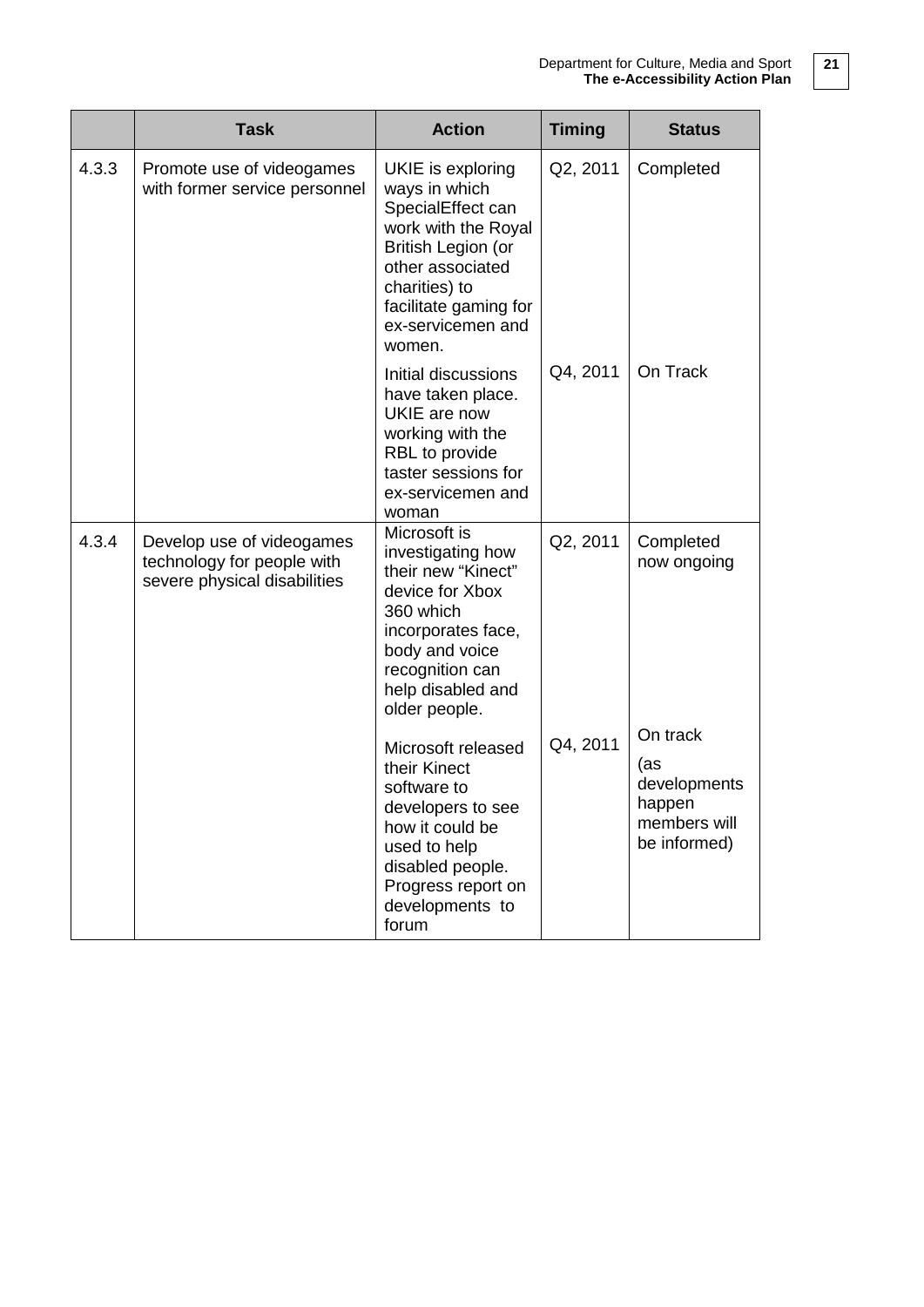|  | Task | Action | Timing | Status |
| --- | --- | --- | --- | --- |
| 4.3.3 | Promote use of videogames with former service personnel | UKIE is exploring ways in which SpecialEffect can work with the Royal British Legion (or other associated charities) to facilitate gaming for ex-servicemen and women. | Q2, 2011 | Completed |
|  |  | Initial discussions have taken place. UKIE are now working with the RBL to provide taster sessions for ex-servicemen and woman | Q4, 2011 | On Track |
| 4.3.4 | Develop use of videogames technology for people with severe physical disabilities | Microsoft is investigating how their new "Kinect" device for Xbox 360 which incorporates face, body and voice recognition can help disabled and older people. | Q2, 2011 | Completed now ongoing |
|  |  | Microsoft released their Kinect software to developers to see how it could be used to help disabled people. Progress report on developments to forum | Q4, 2011 | On track (as developments happen members will be informed) |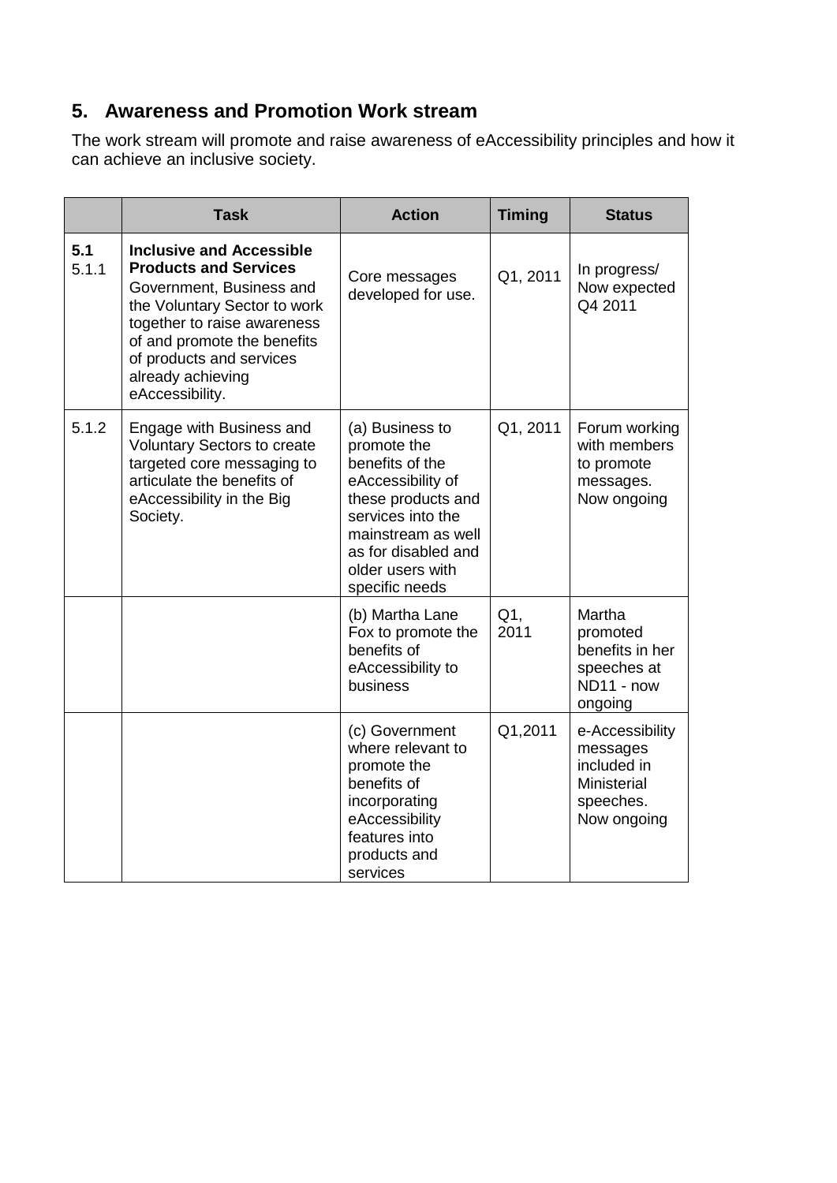## 5. Awareness and Promotion Work stream

The work stream will promote and raise awareness of eAccessibility principles and how it can achieve an inclusive society.

| | Task | Action | Timing | Status |
|---|---|---|---|---|
| **5.1** 5.1.1 | **Inclusive and Accessible Products and Services** Government, Business and the Voluntary Sector to work together to raise awareness of and promote the benefits of products and services already achieving eAccessibility. | Core messages developed for use. | Q1, 2011 | In progress/ Now expected Q4 2011 |
| 5.1.2 | Engage with Business and Voluntary Sectors to create targeted core messaging to articulate the benefits of eAccessibility in the Big Society. | (a) Business to promote the benefits of the eAccessibility of these products and services into the mainstream as well as for disabled and older users with specific needs | Q1, 2011 | Forum working with members to promote messages. Now ongoing |
| | | (b) Martha Lane Fox to promote the benefits of eAccessibility to business | Q1, 2011 | Martha promoted benefits in her speeches at ND11 - now ongoing |
| | | (c) Government where relevant to promote the benefits of incorporating eAccessibility features into products and services | Q1,2011 | e-Accessibility messages included in Ministerial speeches. Now ongoing |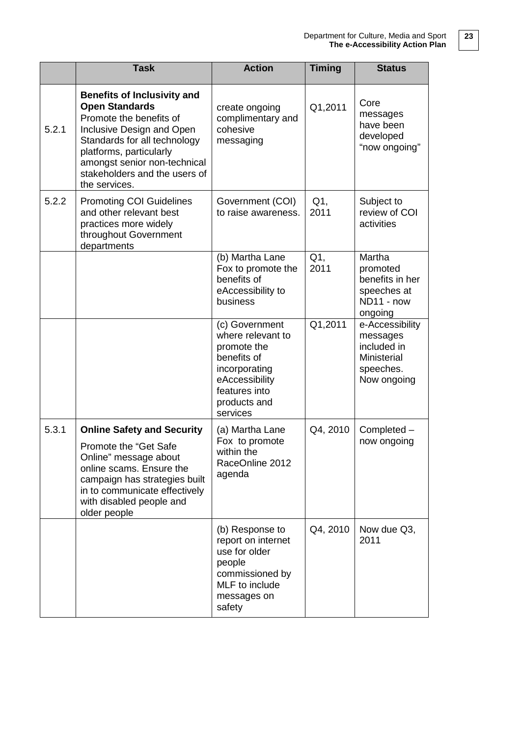| | Task | Action | Timing | Status |
|---|---|---|---|---|
| 5.2.1 | **Benefits of Inclusivity and Open Standards** Promote the benefits of Inclusive Design and Open Standards for all technology platforms, particularly amongst senior non-technical stakeholders and the users of the services. | create ongoing complimentary and cohesive messaging | Q1,2011 | Core messages have been developed "now ongoing" |
| 5.2.2 | Promoting COI Guidelines and other relevant best practices more widely throughout Government departments | Government (COI) to raise awareness. | Q1, 2011 | Subject to review of COI activities |
| | | (b) Martha Lane Fox to promote the benefits of eAccessibility to business | Q1, 2011 | Martha promoted benefits in her speeches at ND11 - now ongoing |
| | | (c) Government where relevant to promote the benefits of incorporating eAccessibility features into products and services | Q1,2011 | e-Accessibility messages included in Ministerial speeches. Now ongoing |
| 5.3.1 | **Online Safety and Security** Promote the "Get Safe Online" message about online scams. Ensure the campaign has strategies built in to communicate effectively with disabled people and older people | (a) Martha Lane Fox to promote within the RaceOnline 2012 agenda | Q4, 2010 | Completed – now ongoing |
| | | (b) Response to report on internet use for older people commissioned by MLF to include messages on safety | Q4, 2010 | Now due Q3, 2011 |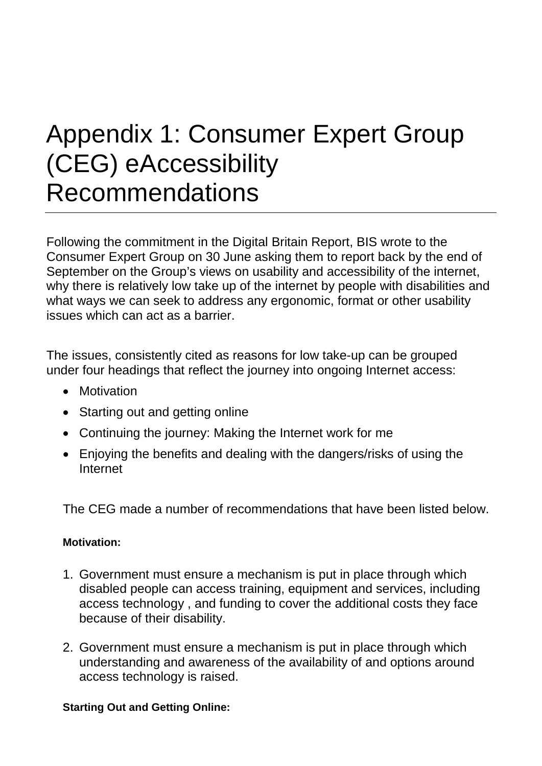# Appendix 1: Consumer Expert Group (CEG) eAccessibility Recommendations

Following the commitment in the Digital Britain Report, BIS wrote to the Consumer Expert Group on 30 June asking them to report back by the end of September on the Group's views on usability and accessibility of the internet, why there is relatively low take up of the internet by people with disabilities and what ways we can seek to address any ergonomic, format or other usability issues which can act as a barrier.

The issues, consistently cited as reasons for low take-up can be grouped under four headings that reflect the journey into ongoing Internet access:

- Motivation
- Starting out and getting online
- Continuing the journey: Making the Internet work for me
- Enjoying the benefits and dealing with the dangers/risks of using the Internet

The CEG made a number of recommendations that have been listed below.

**Motivation:**

1. Government must ensure a mechanism is put in place through which disabled people can access training, equipment and services, including access technology , and funding to cover the additional costs they face because of their disability.

2. Government must ensure a mechanism is put in place through which understanding and awareness of the availability of and options around access technology is raised.

**Starting Out and Getting Online:**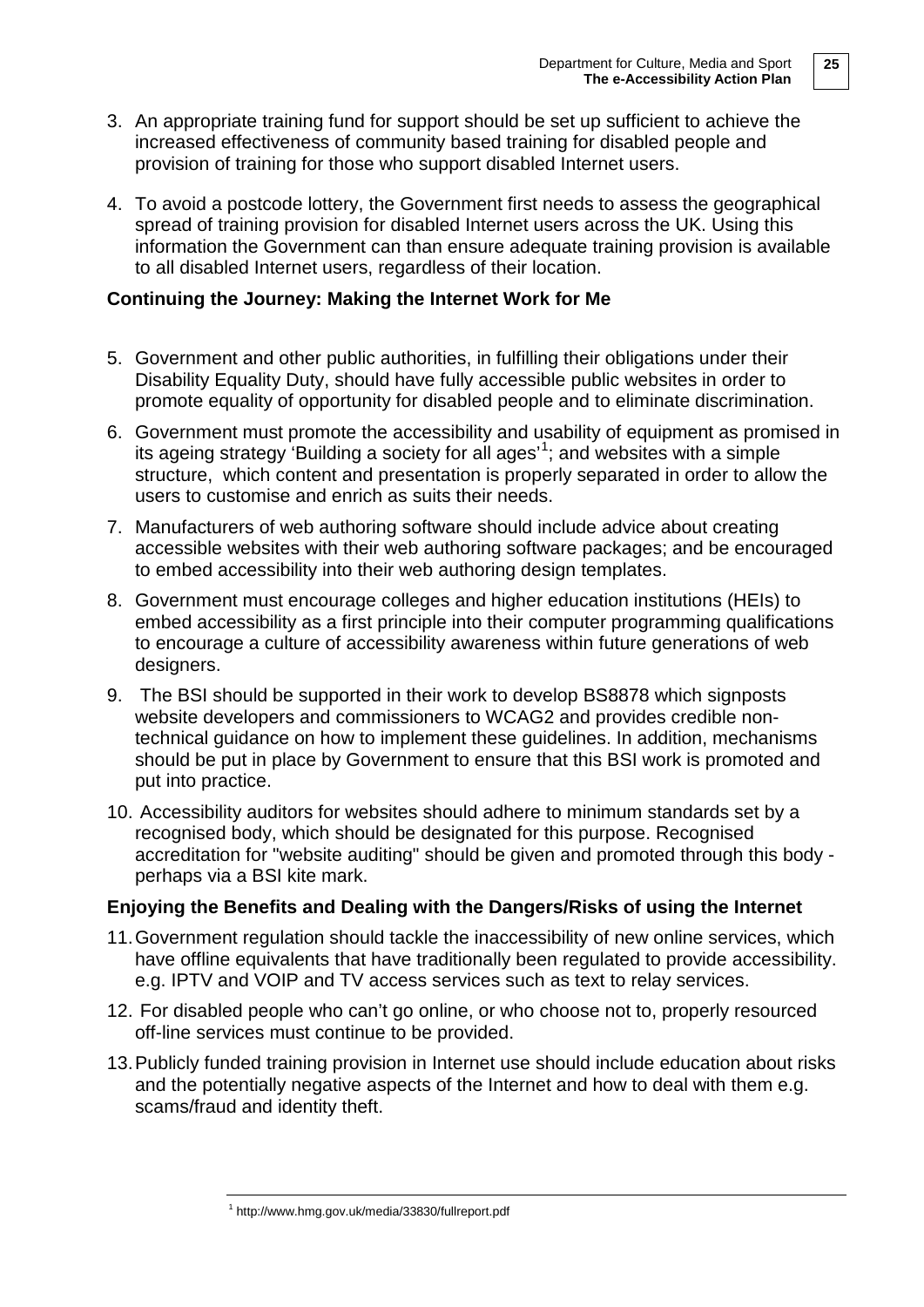3. An appropriate training fund for support should be set up sufficient to achieve the increased effectiveness of community based training for disabled people and provision of training for those who support disabled Internet users.

4. To avoid a postcode lottery, the Government first needs to assess the geographical spread of training provision for disabled Internet users across the UK. Using this information the Government can than ensure adequate training provision is available to all disabled Internet users, regardless of their location.

**Continuing the Journey: Making the Internet Work for Me**

5. Government and other public authorities, in fulfilling their obligations under their Disability Equality Duty, should have fully accessible public websites in order to promote equality of opportunity for disabled people and to eliminate discrimination.

6. Government must promote the accessibility and usability of equipment as promised in its ageing strategy 'Building a society for all ages'[1]; and websites with a simple structure, which content and presentation is properly separated in order to allow the users to customise and enrich as suits their needs.

7. Manufacturers of web authoring software should include advice about creating accessible websites with their web authoring software packages; and be encouraged to embed accessibility into their web authoring design templates.

8. Government must encourage colleges and higher education institutions (HEIs) to embed accessibility as a first principle into their computer programming qualifications to encourage a culture of accessibility awareness within future generations of web designers.

9. The BSI should be supported in their work to develop BS8878 which signposts website developers and commissioners to WCAG2 and provides credible non-technical guidance on how to implement these guidelines. In addition, mechanisms should be put in place by Government to ensure that this BSI work is promoted and put into practice.

10. Accessibility auditors for websites should adhere to minimum standards set by a recognised body, which should be designated for this purpose. Recognised accreditation for "website auditing" should be given and promoted through this body - perhaps via a BSI kite mark.

**Enjoying the Benefits and Dealing with the Dangers/Risks of using the Internet**

11. Government regulation should tackle the inaccessibility of new online services, which have offline equivalents that have traditionally been regulated to provide accessibility. e.g. IPTV and VOIP and TV access services such as text to relay services.

12. For disabled people who can't go online, or who choose not to, properly resourced off-line services must continue to be provided.

13. Publicly funded training provision in Internet use should include education about risks and the potentially negative aspects of the Internet and how to deal with them e.g. scams/fraud and identity theft.

[1] http://www.hmg.gov.uk/media/33830/fullreport.pdf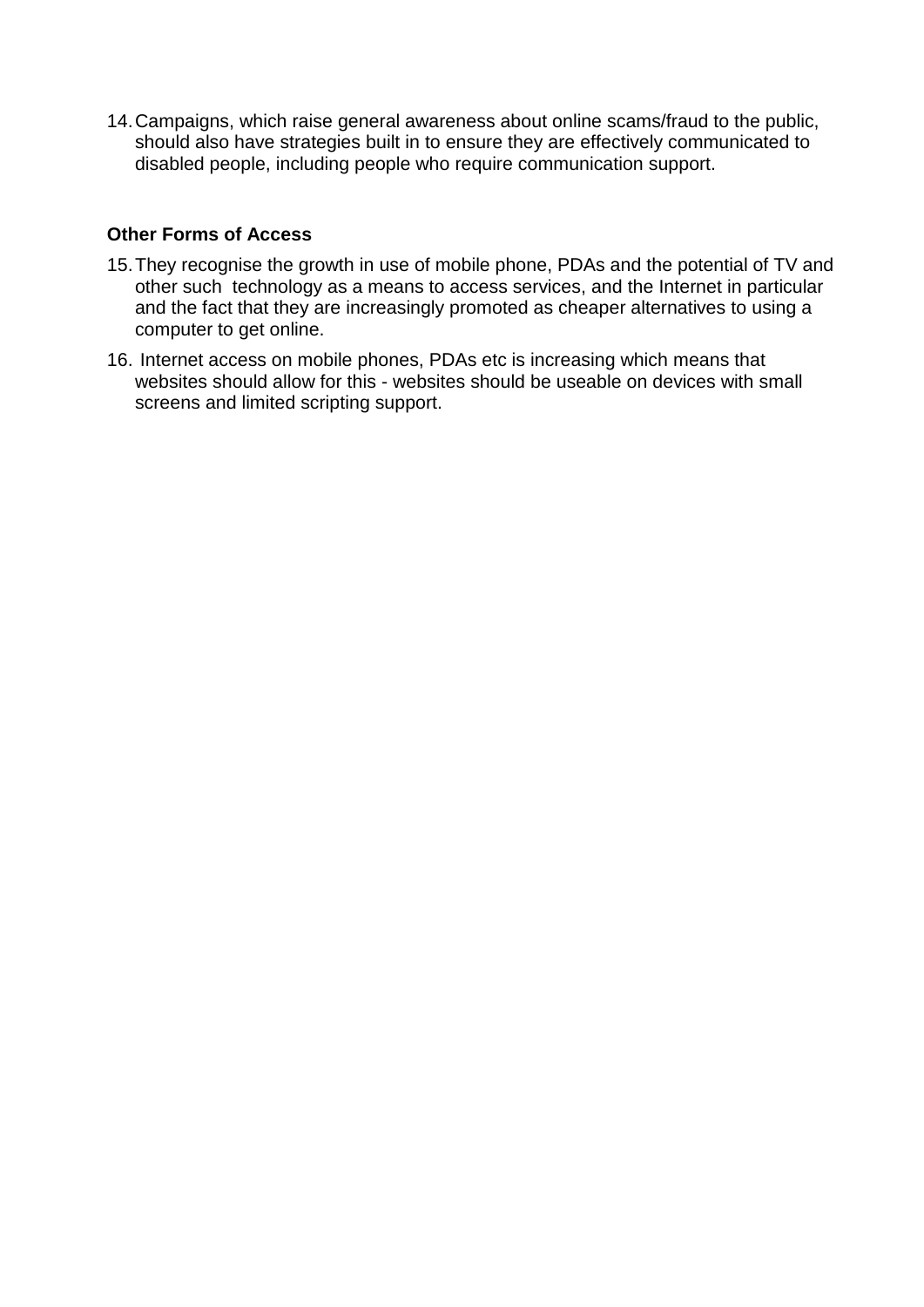14. Campaigns, which raise general awareness about online scams/fraud to the public, should also have strategies built in to ensure they are effectively communicated to disabled people, including people who require communication support.

**Other Forms of Access**

15. They recognise the growth in use of mobile phone, PDAs and the potential of TV and other such technology as a means to access services, and the Internet in particular and the fact that they are increasingly promoted as cheaper alternatives to using a computer to get online.
16. Internet access on mobile phones, PDAs etc is increasing which means that websites should allow for this - websites should be useable on devices with small screens and limited scripting support.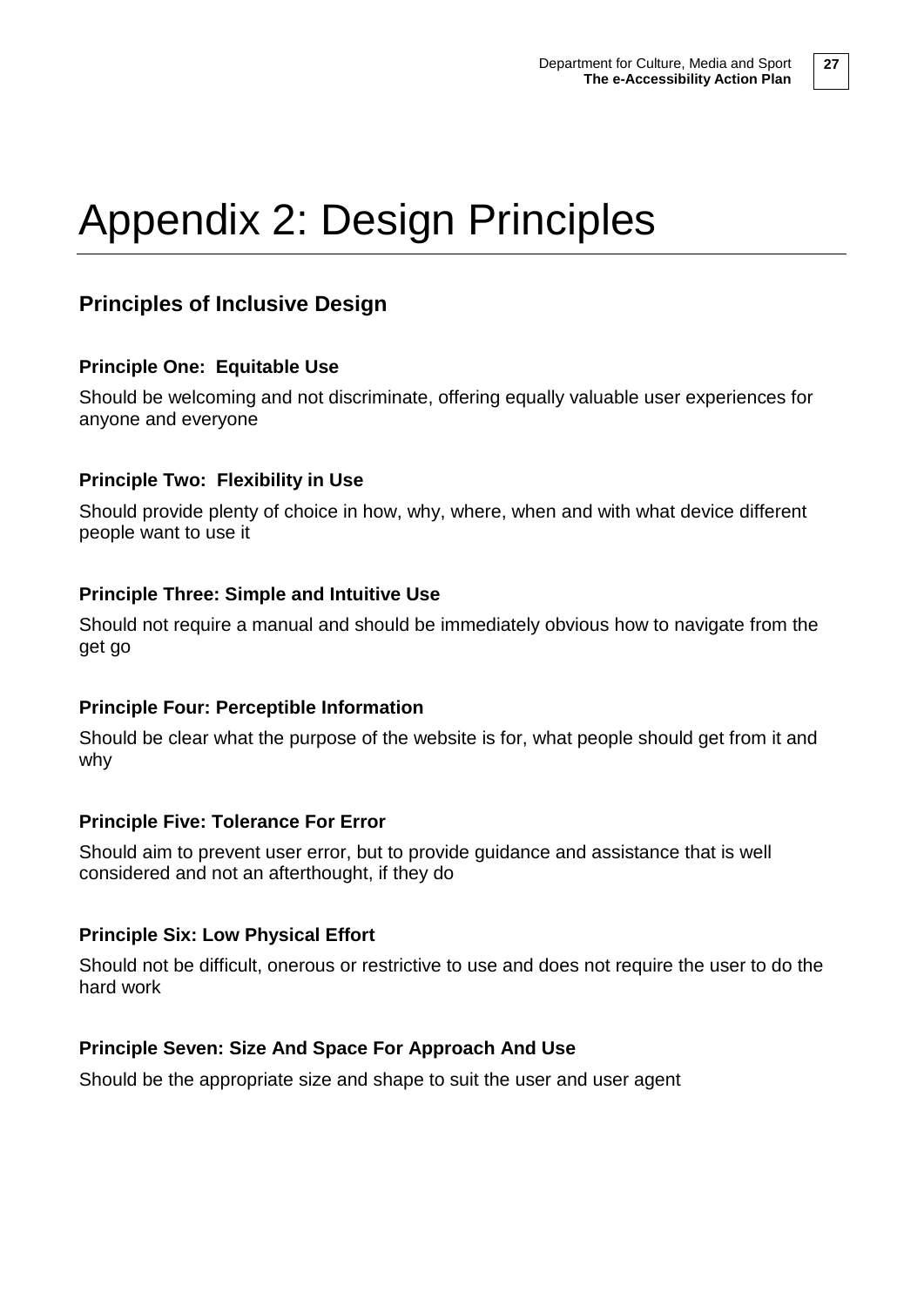# Appendix 2: Design Principles

## Principles of Inclusive Design

### Principle One: Equitable Use

Should be welcoming and not discriminate, offering equally valuable user experiences for anyone and everyone

### Principle Two: Flexibility in Use

Should provide plenty of choice in how, why, where, when and with what device different people want to use it

### Principle Three: Simple and Intuitive Use

Should not require a manual and should be immediately obvious how to navigate from the get go

### Principle Four: Perceptible Information

Should be clear what the purpose of the website is for, what people should get from it and why

### Principle Five: Tolerance For Error

Should aim to prevent user error, but to provide guidance and assistance that is well considered and not an afterthought, if they do

### Principle Six: Low Physical Effort

Should not be difficult, onerous or restrictive to use and does not require the user to do the hard work

### Principle Seven: Size And Space For Approach And Use

Should be the appropriate size and shape to suit the user and user agent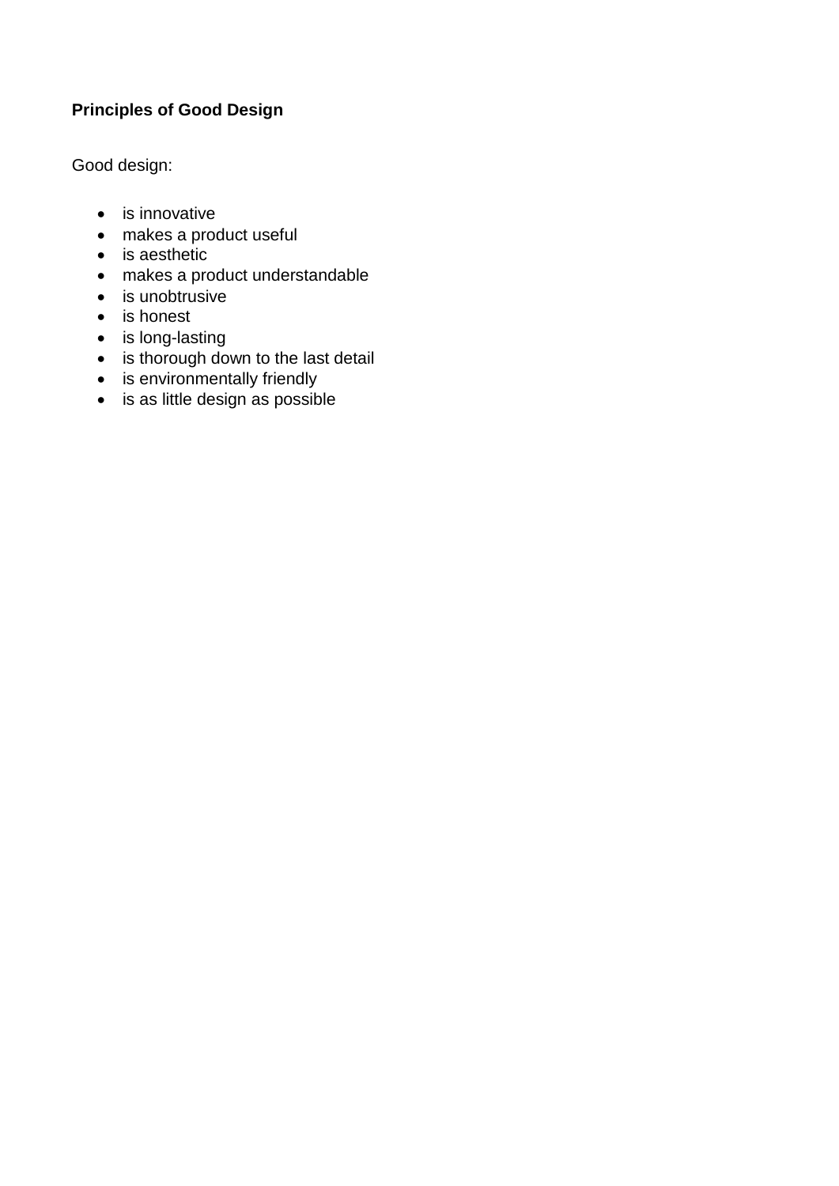**Principles of Good Design**

Good design:

- is innovative
- makes a product useful
- is aesthetic
- makes a product understandable
- is unobtrusive
- is honest
- is long-lasting
- is thorough down to the last detail
- is environmentally friendly
- is as little design as possible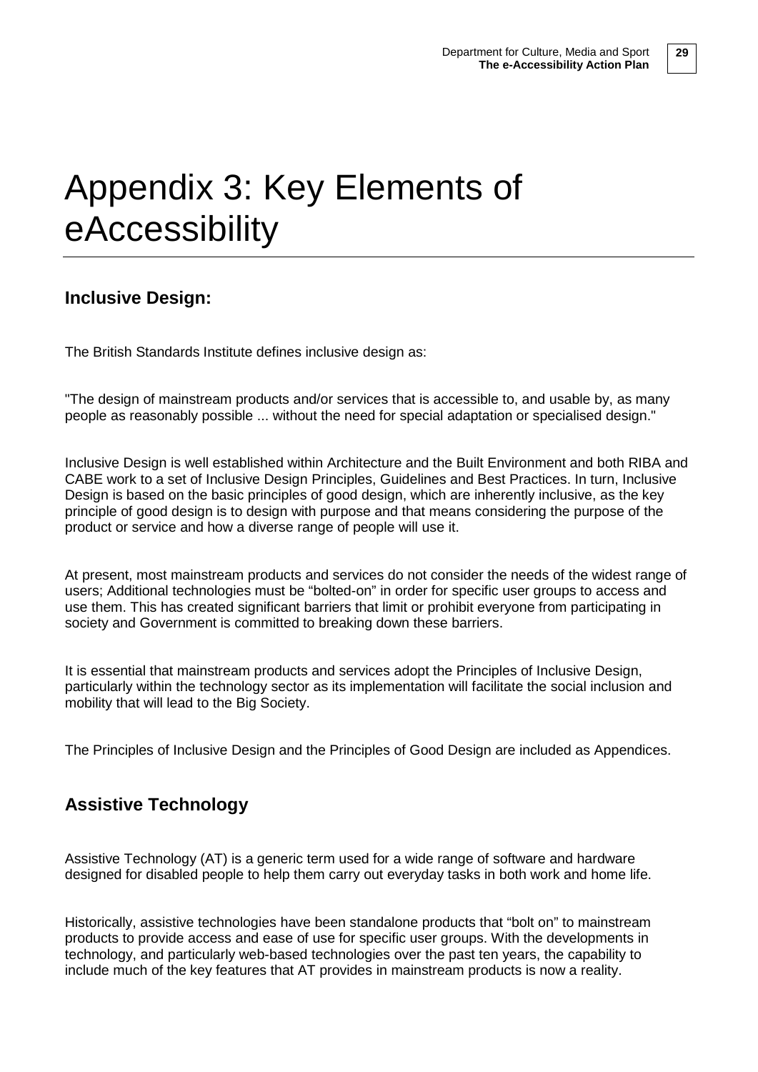# Appendix 3: Key Elements of eAccessibility

## Inclusive Design:

The British Standards Institute defines inclusive design as:

"The design of mainstream products and/or services that is accessible to, and usable by, as many people as reasonably possible ... without the need for special adaptation or specialised design."

Inclusive Design is well established within Architecture and the Built Environment and both RIBA and CABE work to a set of Inclusive Design Principles, Guidelines and Best Practices. In turn, Inclusive Design is based on the basic principles of good design, which are inherently inclusive, as the key principle of good design is to design with purpose and that means considering the purpose of the product or service and how a diverse range of people will use it.

At present, most mainstream products and services do not consider the needs of the widest range of users; Additional technologies must be "bolted-on" in order for specific user groups to access and use them. This has created significant barriers that limit or prohibit everyone from participating in society and Government is committed to breaking down these barriers.

It is essential that mainstream products and services adopt the Principles of Inclusive Design, particularly within the technology sector as its implementation will facilitate the social inclusion and mobility that will lead to the Big Society.

The Principles of Inclusive Design and the Principles of Good Design are included as Appendices.

## Assistive Technology

Assistive Technology (AT) is a generic term used for a wide range of software and hardware designed for disabled people to help them carry out everyday tasks in both work and home life.

Historically, assistive technologies have been standalone products that "bolt on" to mainstream products to provide access and ease of use for specific user groups. With the developments in technology, and particularly web-based technologies over the past ten years, the capability to include much of the key features that AT provides in mainstream products is now a reality.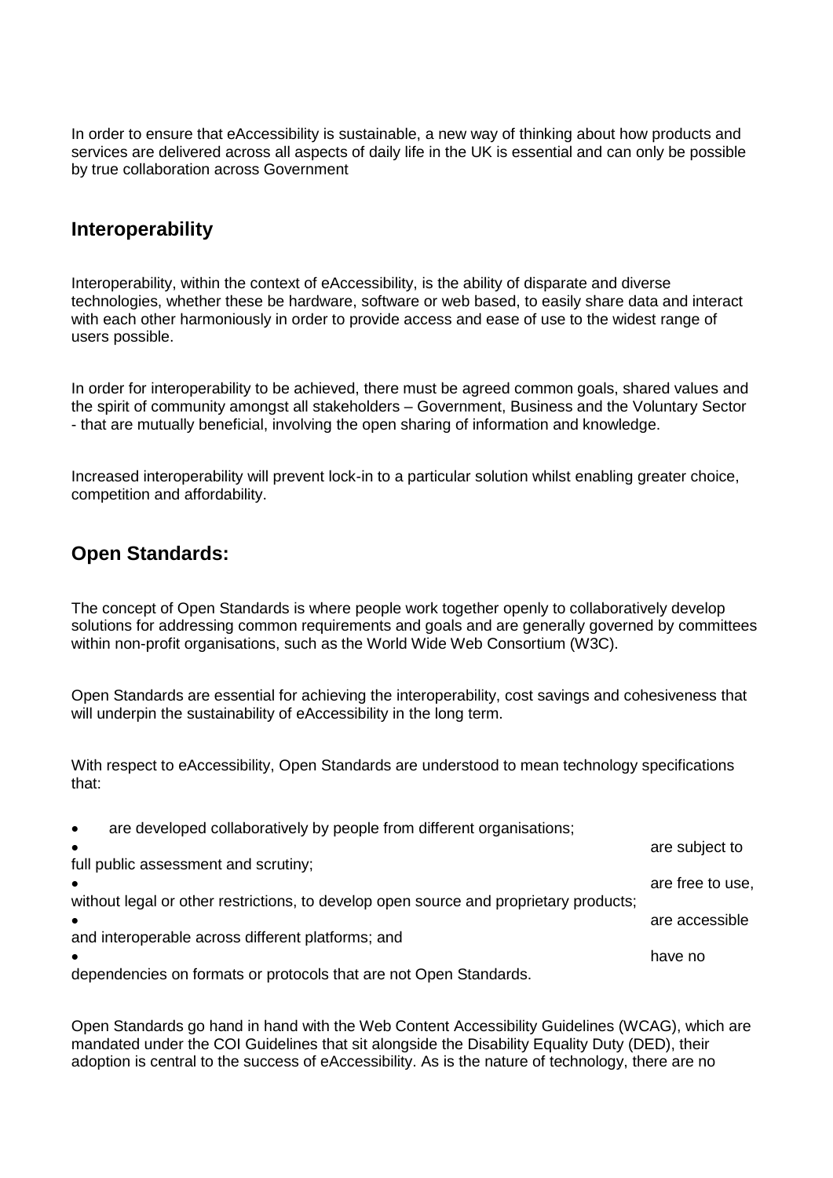In order to ensure that eAccessibility is sustainable, a new way of thinking about how products and services are delivered across all aspects of daily life in the UK is essential and can only be possible by true collaboration across Government

## Interoperability

Interoperability, within the context of eAccessibility, is the ability of disparate and diverse technologies, whether these be hardware, software or web based, to easily share data and interact with each other harmoniously in order to provide access and ease of use to the widest range of users possible.

In order for interoperability to be achieved, there must be agreed common goals, shared values and the spirit of community amongst all stakeholders – Government, Business and the Voluntary Sector - that are mutually beneficial, involving the open sharing of information and knowledge.

Increased interoperability will prevent lock-in to a particular solution whilst enabling greater choice, competition and affordability.

## Open Standards:

The concept of Open Standards is where people work together openly to collaboratively develop solutions for addressing common requirements and goals and are generally governed by committees within non-profit organisations, such as the World Wide Web Consortium (W3C).

Open Standards are essential for achieving the interoperability, cost savings and cohesiveness that will underpin the sustainability of eAccessibility in the long term.

With respect to eAccessibility, Open Standards are understood to mean technology specifications that:

- are developed collaboratively by people from different organisations;
- are subject to full public assessment and scrutiny;
- are free to use, without legal or other restrictions, to develop open source and proprietary products;
- are accessible and interoperable across different platforms; and
- have no dependencies on formats or protocols that are not Open Standards.

Open Standards go hand in hand with the Web Content Accessibility Guidelines (WCAG), which are mandated under the COI Guidelines that sit alongside the Disability Equality Duty (DED), their adoption is central to the success of eAccessibility. As is the nature of technology, there are no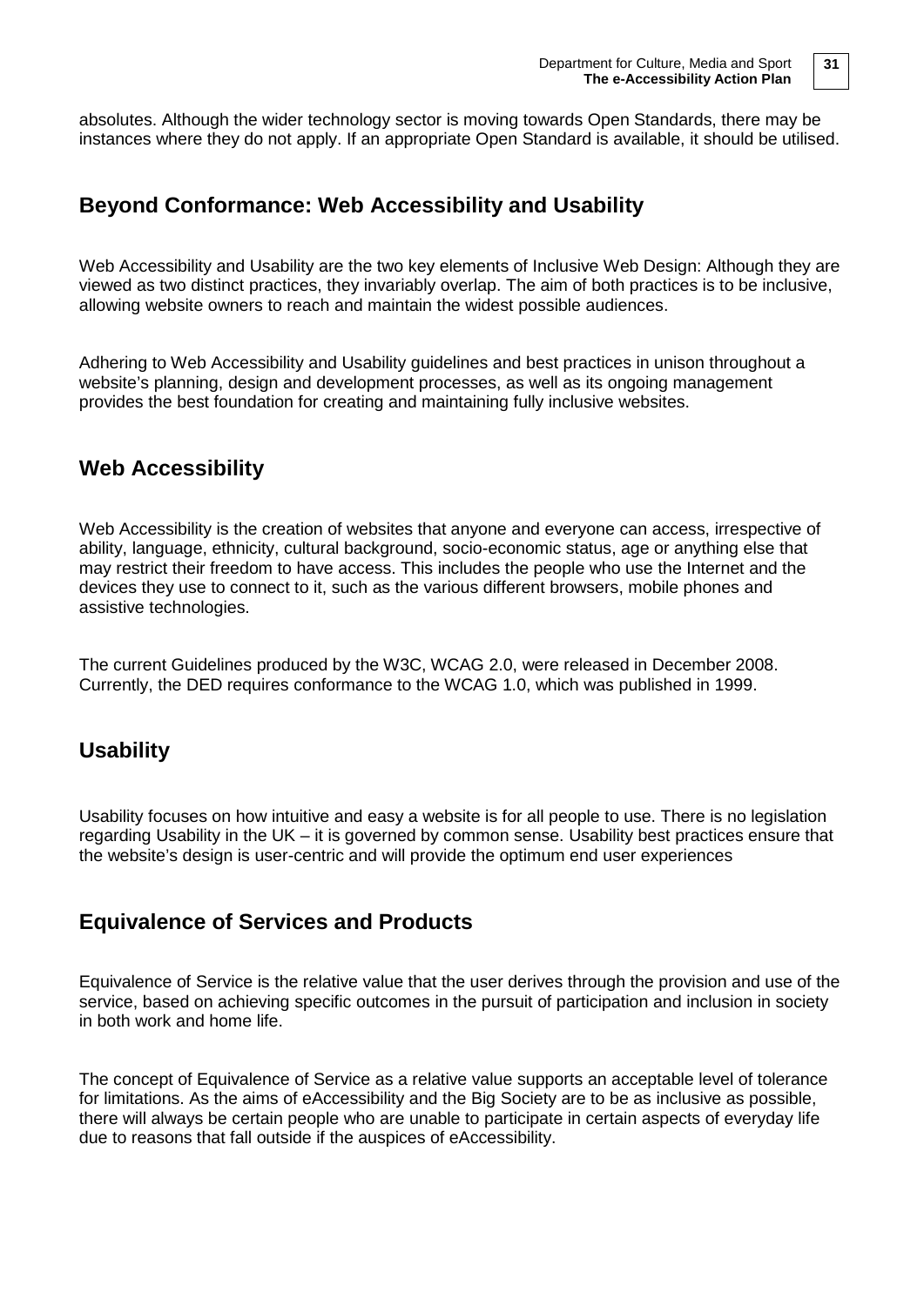absolutes. Although the wider technology sector is moving towards Open Standards, there may be instances where they do not apply. If an appropriate Open Standard is available, it should be utilised.

## Beyond Conformance: Web Accessibility and Usability

Web Accessibility and Usability are the two key elements of Inclusive Web Design: Although they are viewed as two distinct practices, they invariably overlap. The aim of both practices is to be inclusive, allowing website owners to reach and maintain the widest possible audiences.

Adhering to Web Accessibility and Usability guidelines and best practices in unison throughout a website's planning, design and development processes, as well as its ongoing management provides the best foundation for creating and maintaining fully inclusive websites.

## Web Accessibility

Web Accessibility is the creation of websites that anyone and everyone can access, irrespective of ability, language, ethnicity, cultural background, socio-economic status, age or anything else that may restrict their freedom to have access. This includes the people who use the Internet and the devices they use to connect to it, such as the various different browsers, mobile phones and assistive technologies.

The current Guidelines produced by the W3C, WCAG 2.0, were released in December 2008. Currently, the DED requires conformance to the WCAG 1.0, which was published in 1999.

## Usability

Usability focuses on how intuitive and easy a website is for all people to use. There is no legislation regarding Usability in the UK – it is governed by common sense. Usability best practices ensure that the website's design is user-centric and will provide the optimum end user experiences

## Equivalence of Services and Products

Equivalence of Service is the relative value that the user derives through the provision and use of the service, based on achieving specific outcomes in the pursuit of participation and inclusion in society in both work and home life.

The concept of Equivalence of Service as a relative value supports an acceptable level of tolerance for limitations. As the aims of eAccessibility and the Big Society are to be as inclusive as possible, there will always be certain people who are unable to participate in certain aspects of everyday life due to reasons that fall outside if the auspices of eAccessibility.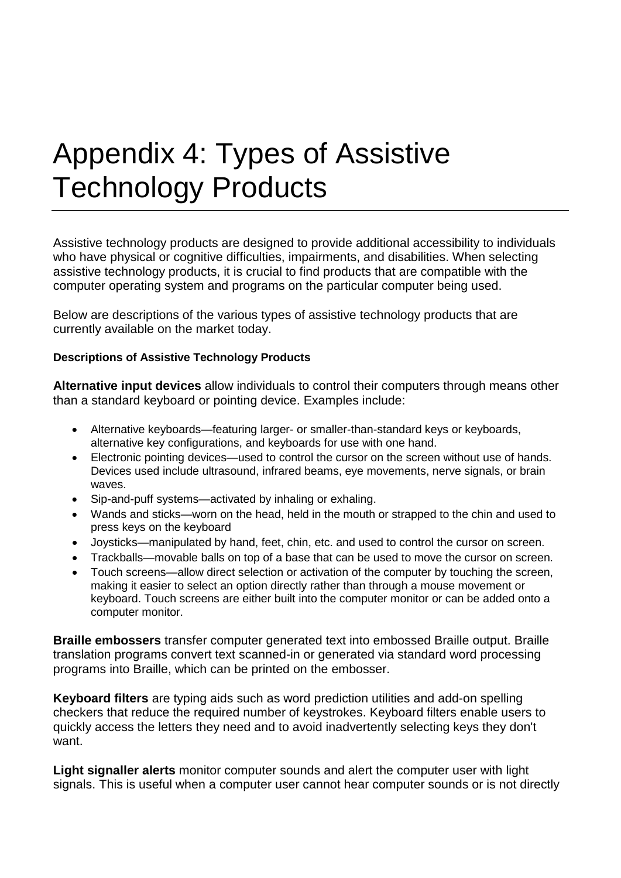# Appendix 4: Types of Assistive Technology Products

Assistive technology products are designed to provide additional accessibility to individuals who have physical or cognitive difficulties, impairments, and disabilities. When selecting assistive technology products, it is crucial to find products that are compatible with the computer operating system and programs on the particular computer being used.

Below are descriptions of the various types of assistive technology products that are currently available on the market today.

#### Descriptions of Assistive Technology Products

**Alternative input devices** allow individuals to control their computers through means other than a standard keyboard or pointing device. Examples include:

- Alternative keyboards—featuring larger- or smaller-than-standard keys or keyboards, alternative key configurations, and keyboards for use with one hand.
- Electronic pointing devices—used to control the cursor on the screen without use of hands. Devices used include ultrasound, infrared beams, eye movements, nerve signals, or brain waves.
- Sip-and-puff systems—activated by inhaling or exhaling.
- Wands and sticks—worn on the head, held in the mouth or strapped to the chin and used to press keys on the keyboard
- Joysticks—manipulated by hand, feet, chin, etc. and used to control the cursor on screen.
- Trackballs—movable balls on top of a base that can be used to move the cursor on screen.
- Touch screens—allow direct selection or activation of the computer by touching the screen, making it easier to select an option directly rather than through a mouse movement or keyboard. Touch screens are either built into the computer monitor or can be added onto a computer monitor.

**Braille embossers** transfer computer generated text into embossed Braille output. Braille translation programs convert text scanned-in or generated via standard word processing programs into Braille, which can be printed on the embosser.

**Keyboard filters** are typing aids such as word prediction utilities and add-on spelling checkers that reduce the required number of keystrokes. Keyboard filters enable users to quickly access the letters they need and to avoid inadvertently selecting keys they don't want.

**Light signaller alerts** monitor computer sounds and alert the computer user with light signals. This is useful when a computer user cannot hear computer sounds or is not directly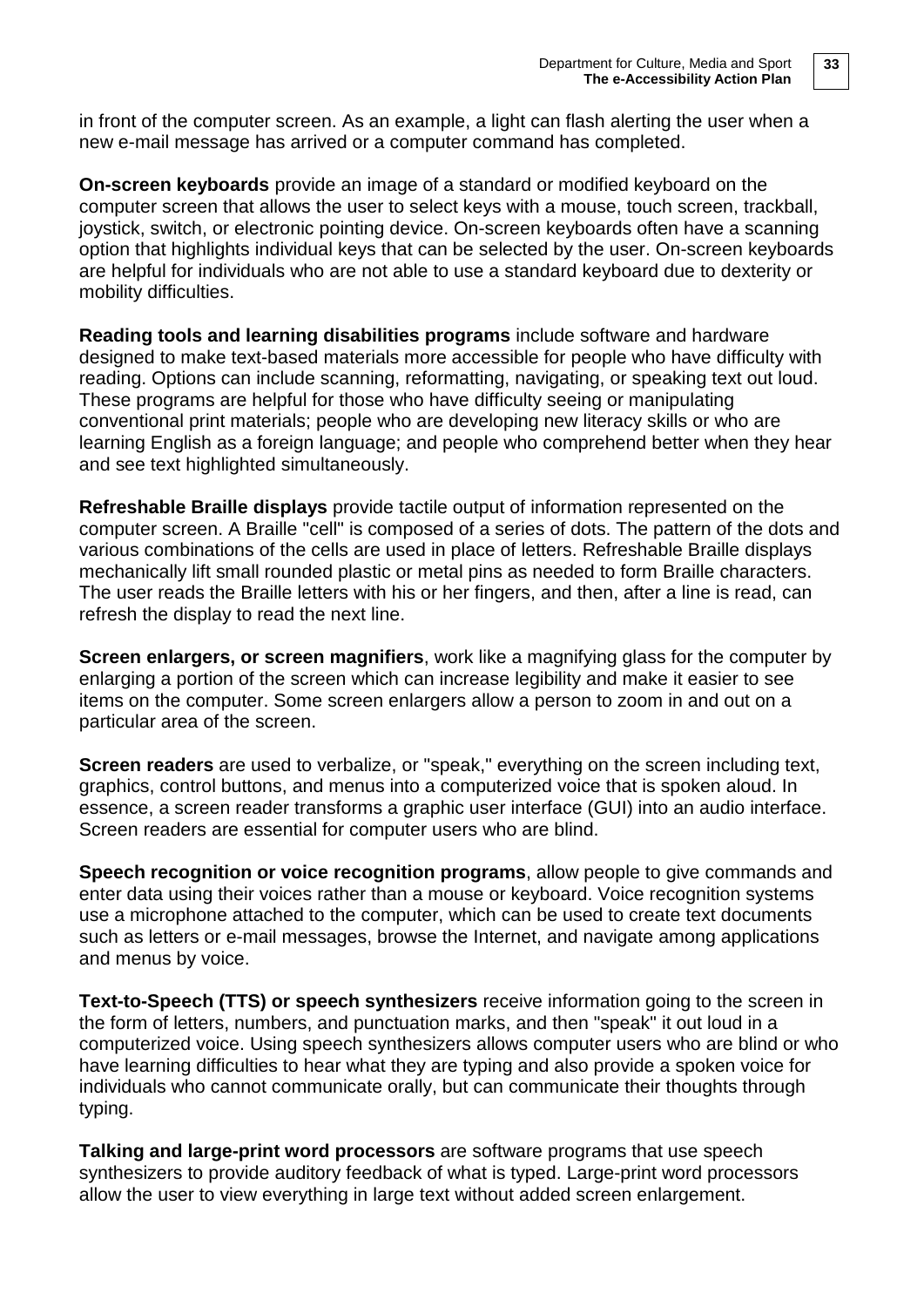in front of the computer screen. As an example, a light can flash alerting the user when a new e-mail message has arrived or a computer command has completed.

**On-screen keyboards** provide an image of a standard or modified keyboard on the computer screen that allows the user to select keys with a mouse, touch screen, trackball, joystick, switch, or electronic pointing device. On-screen keyboards often have a scanning option that highlights individual keys that can be selected by the user. On-screen keyboards are helpful for individuals who are not able to use a standard keyboard due to dexterity or mobility difficulties.

**Reading tools and learning disabilities programs** include software and hardware designed to make text-based materials more accessible for people who have difficulty with reading. Options can include scanning, reformatting, navigating, or speaking text out loud. These programs are helpful for those who have difficulty seeing or manipulating conventional print materials; people who are developing new literacy skills or who are learning English as a foreign language; and people who comprehend better when they hear and see text highlighted simultaneously.

**Refreshable Braille displays** provide tactile output of information represented on the computer screen. A Braille "cell" is composed of a series of dots. The pattern of the dots and various combinations of the cells are used in place of letters. Refreshable Braille displays mechanically lift small rounded plastic or metal pins as needed to form Braille characters. The user reads the Braille letters with his or her fingers, and then, after a line is read, can refresh the display to read the next line.

**Screen enlargers, or screen magnifiers**, work like a magnifying glass for the computer by enlarging a portion of the screen which can increase legibility and make it easier to see items on the computer. Some screen enlargers allow a person to zoom in and out on a particular area of the screen.

**Screen readers** are used to verbalize, or "speak," everything on the screen including text, graphics, control buttons, and menus into a computerized voice that is spoken aloud. In essence, a screen reader transforms a graphic user interface (GUI) into an audio interface. Screen readers are essential for computer users who are blind.

**Speech recognition or voice recognition programs**, allow people to give commands and enter data using their voices rather than a mouse or keyboard. Voice recognition systems use a microphone attached to the computer, which can be used to create text documents such as letters or e-mail messages, browse the Internet, and navigate among applications and menus by voice.

**Text-to-Speech (TTS) or speech synthesizers** receive information going to the screen in the form of letters, numbers, and punctuation marks, and then "speak" it out loud in a computerized voice. Using speech synthesizers allows computer users who are blind or who have learning difficulties to hear what they are typing and also provide a spoken voice for individuals who cannot communicate orally, but can communicate their thoughts through typing.

**Talking and large-print word processors** are software programs that use speech synthesizers to provide auditory feedback of what is typed. Large-print word processors allow the user to view everything in large text without added screen enlargement.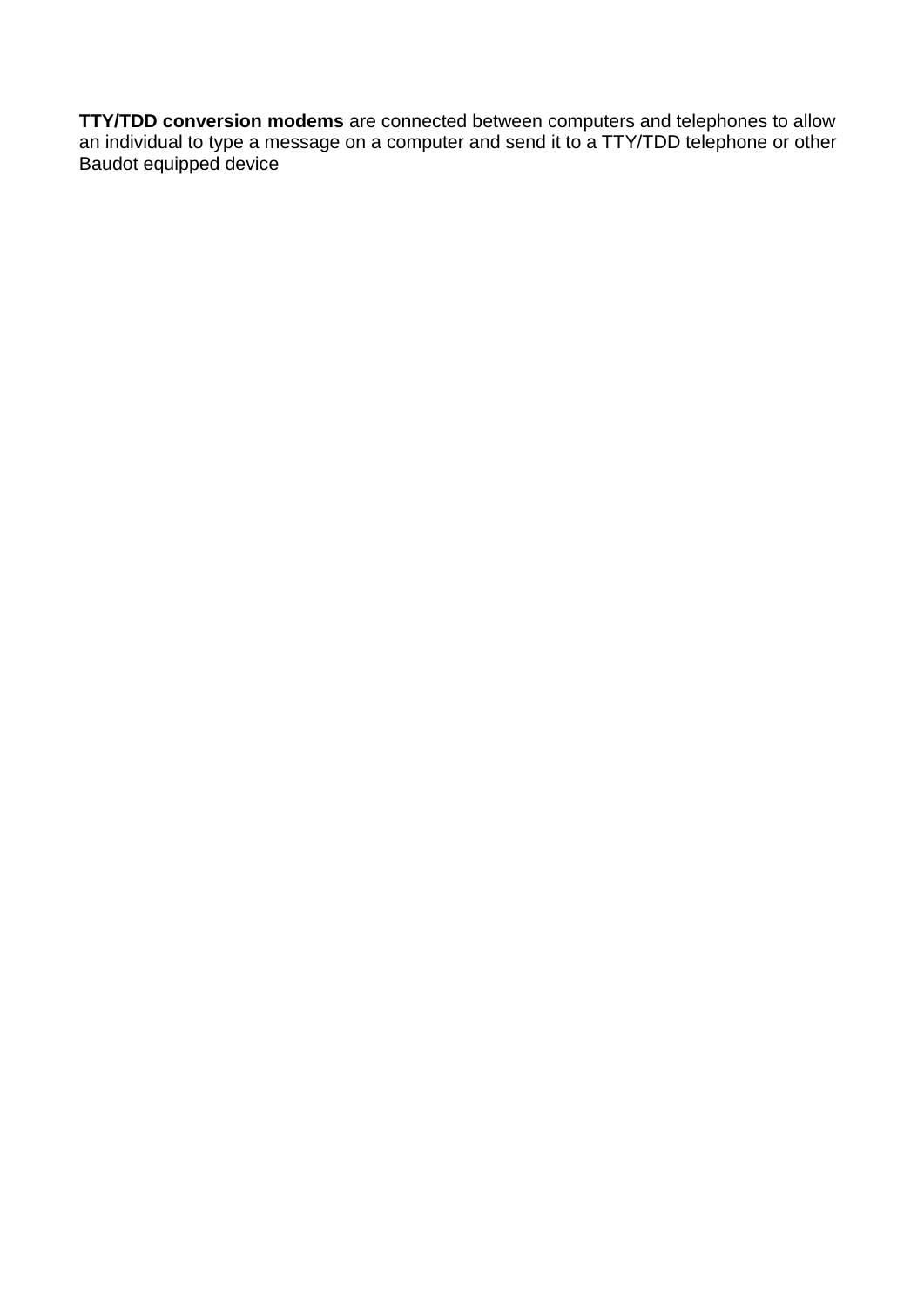**TTY/TDD conversion modems** are connected between computers and telephones to allow an individual to type a message on a computer and send it to a TTY/TDD telephone or other Baudot equipped device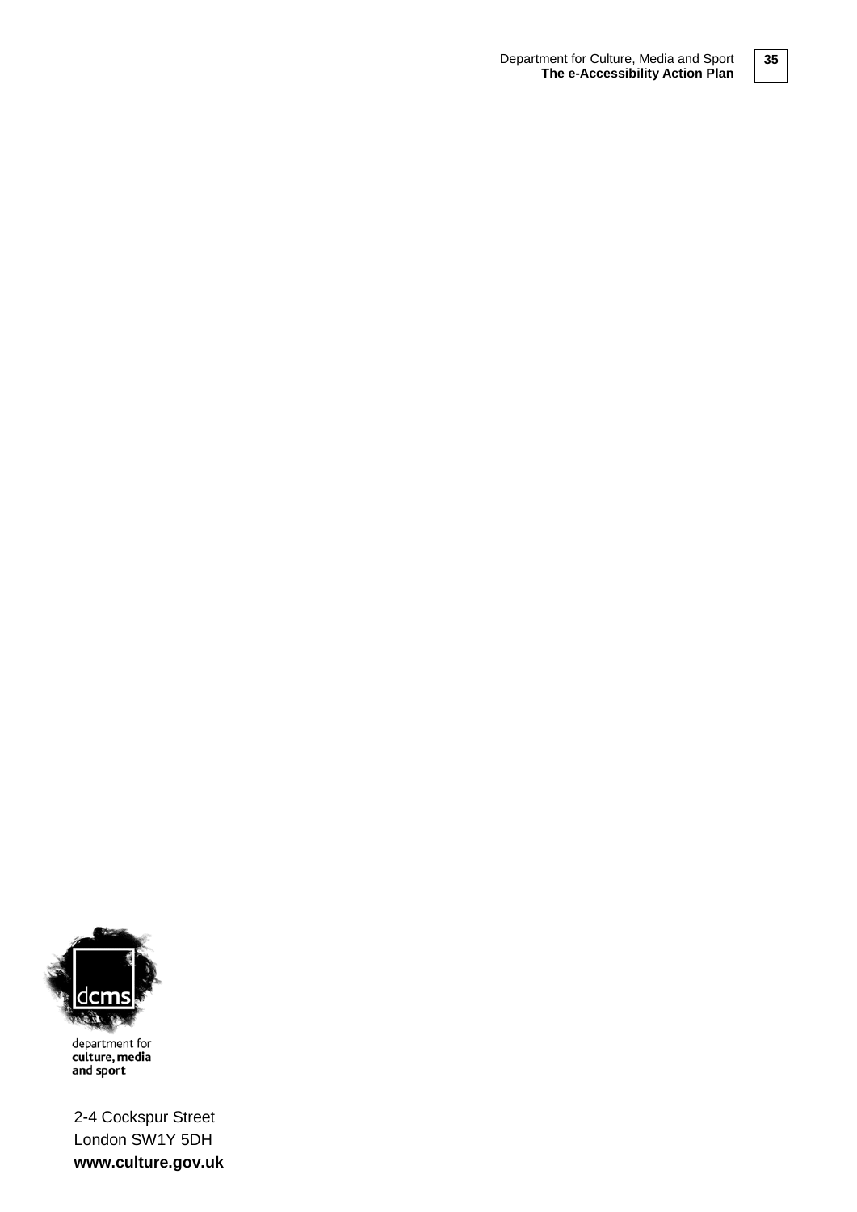department for
culture, media
and sport

2-4 Cockspur Street
London SW1Y 5DH
**www.culture.gov.uk**